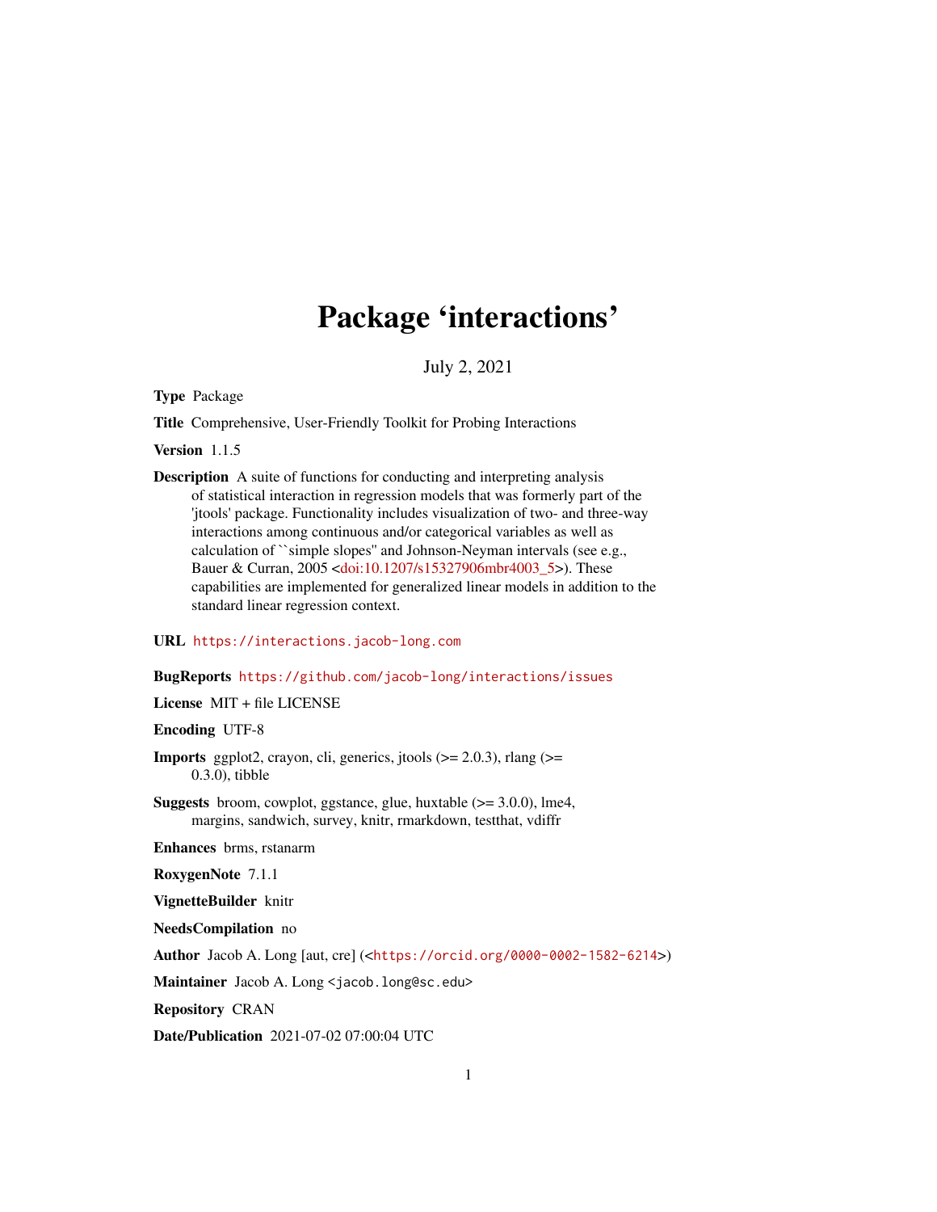# Package 'interactions'

July 2, 2021

**Type** Package

**Title** Comprehensive, User-Friendly Toolkit for Probing Interactions

**Version** 1.1.5

**Description** A suite of functions for conducting and interpreting analysis of statistical interaction in regression models that was formerly part of the 'jtools' package. Functionality includes visualization of two- and three-way interactions among continuous and/or categorical variables as well as calculation of ``simple slopes'' and Johnson-Neyman intervals (see e.g., Bauer & Curran, 2005 <doi:10.1207/s15327906mbr4003_5>). These capabilities are implemented for generalized linear models in addition to the standard linear regression context.

**URL** https://interactions.jacob-long.com

**BugReports** https://github.com/jacob-long/interactions/issues

**License** MIT + file LICENSE

**Encoding** UTF-8

**Imports** ggplot2, crayon, cli, generics, jtools (>= 2.0.3), rlang (>= 0.3.0), tibble

**Suggests** broom, cowplot, ggstance, glue, huxtable (>= 3.0.0), lme4, margins, sandwich, survey, knitr, rmarkdown, testthat, vdiffr

**Enhances** brms, rstanarm

**RoxygenNote** 7.1.1

**VignetteBuilder** knitr

**NeedsCompilation** no

**Author** Jacob A. Long [aut, cre] (<https://orcid.org/0000-0002-1582-6214>)

**Maintainer** Jacob A. Long <jacob.long@sc.edu>

**Repository** CRAN

**Date/Publication** 2021-07-02 07:00:04 UTC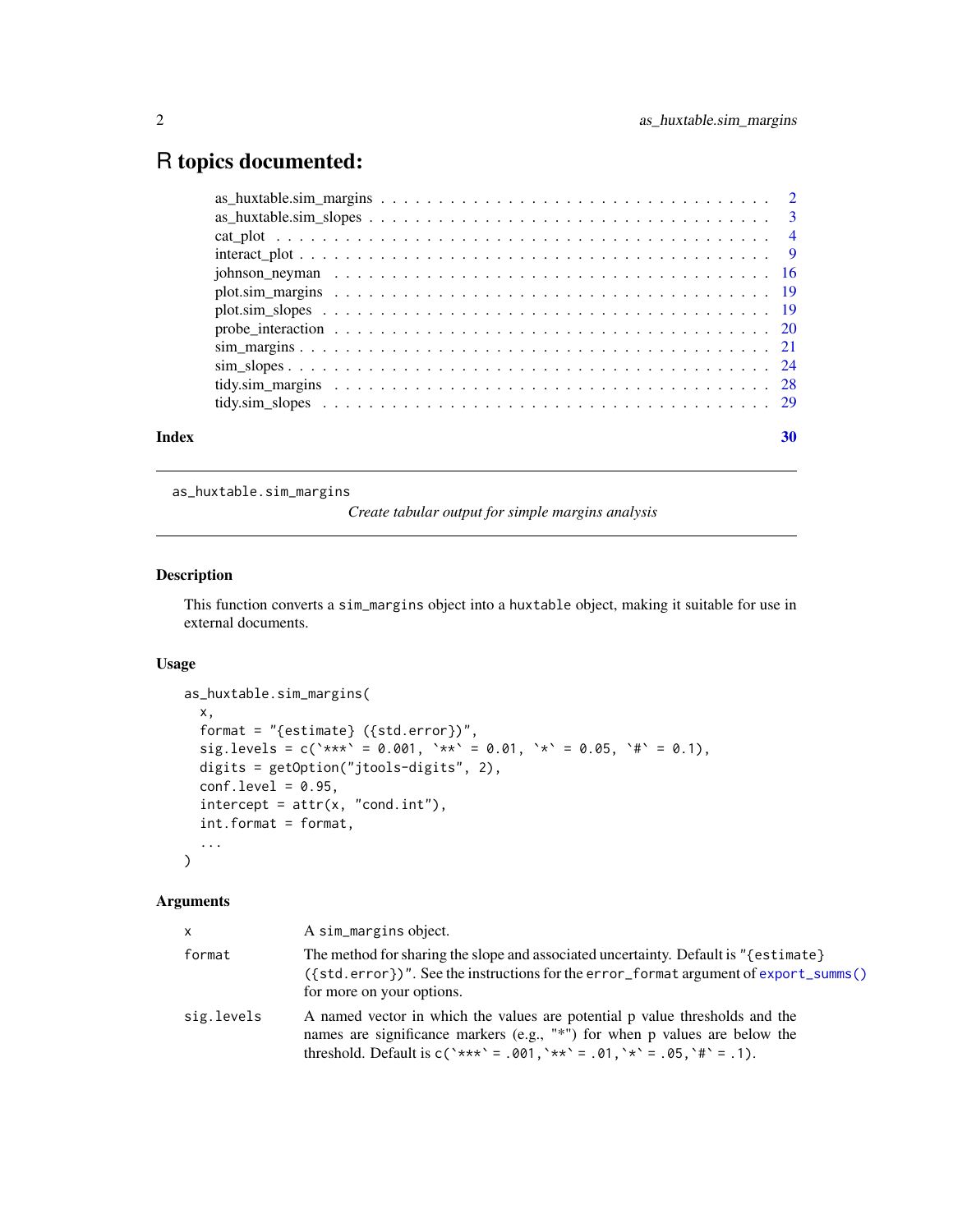# R topics documented:

| | |
|---|---|
| as_huxtable.sim_margins | 2 |
| as_huxtable.sim_slopes | 3 |
| cat_plot | 4 |
| interact_plot | 9 |
| johnson_neyman | 16 |
| plot.sim_margins | 19 |
| plot.sim_slopes | 19 |
| probe_interaction | 20 |
| sim_margins | 21 |
| sim_slopes | 24 |
| tidy.sim_margins | 28 |
| tidy.sim_slopes | 29 |
| **Index** | **30** |

---

`as_huxtable.sim_margins` *Create tabular output for simple margins analysis*

---

## Description

This function converts a `sim_margins` object into a `huxtable` object, making it suitable for use in external documents.

## Usage

```
as_huxtable.sim_margins(
  x,
  format = "{estimate} ({std.error})",
  sig.levels = c(`***` = 0.001, `**` = 0.01, `*` = 0.05, `#` = 0.1),
  digits = getOption("jtools-digits", 2),
  conf.level = 0.95,
  intercept = attr(x, "cond.int"),
  int.format = format,
  ...
)
```

## Arguments

| | |
|---|---|
| x | A sim_margins object. |
| format | The method for sharing the slope and associated uncertainty. Default is "{estimate} ({std.error})". See the instructions for the error_format argument of export_summs() for more on your options. |
| sig.levels | A named vector in which the values are potential p value thresholds and the names are significance markers (e.g., "*") for when p values are below the threshold. Default is c(`***` = .001, `**` = .01, `*` = .05, `#` = .1). |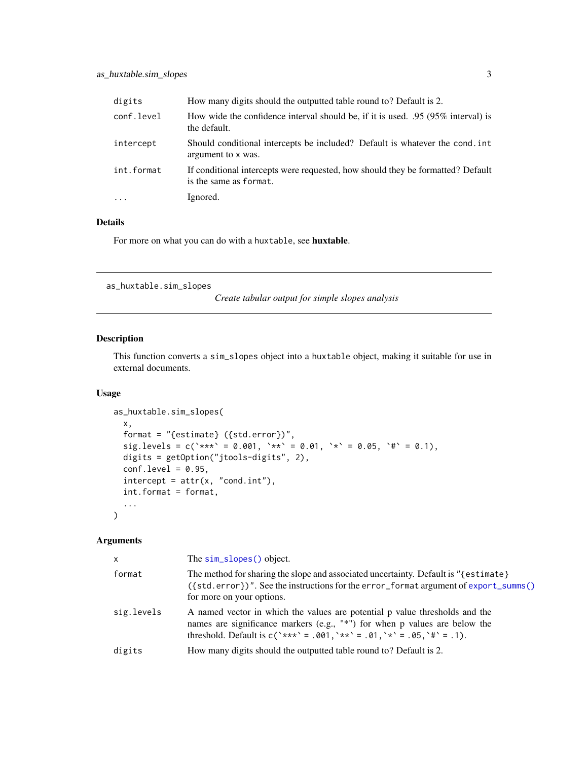| | |
|---|---|
| digits | How many digits should the outputted table round to? Default is 2. |
| conf.level | How wide the confidence interval should be, if it is used. .95 (95% interval) is the default. |
| intercept | Should conditional intercepts be included? Default is whatever the cond.int argument to x was. |
| int.format | If conditional intercepts were requested, how should they be formatted? Default is the same as format. |
| ... | Ignored. |

### Details

For more on what you can do with a huxtable, see **huxtable**.

---

## as_huxtable.sim_slopes

*Create tabular output for simple slopes analysis*

---

### Description

This function converts a sim_slopes object into a huxtable object, making it suitable for use in external documents.

### Usage

```
as_huxtable.sim_slopes(
  x,
  format = "{estimate} ({std.error})",
  sig.levels = c(`***` = 0.001, `**` = 0.01, `*` = 0.05, `#` = 0.1),
  digits = getOption("jtools-digits", 2),
  conf.level = 0.95,
  intercept = attr(x, "cond.int"),
  int.format = format,
  ...
)
```

### Arguments

| | |
|---|---|
| x | The sim_slopes() object. |
| format | The method for sharing the slope and associated uncertainty. Default is "{estimate} ({std.error})". See the instructions for the error_format argument of export_summs() for more on your options. |
| sig.levels | A named vector in which the values are potential p value thresholds and the names are significance markers (e.g., "*") for when p values are below the threshold. Default is c(`***` = .001, `**` = .01, `*` = .05, `#` = .1). |
| digits | How many digits should the outputted table round to? Default is 2. |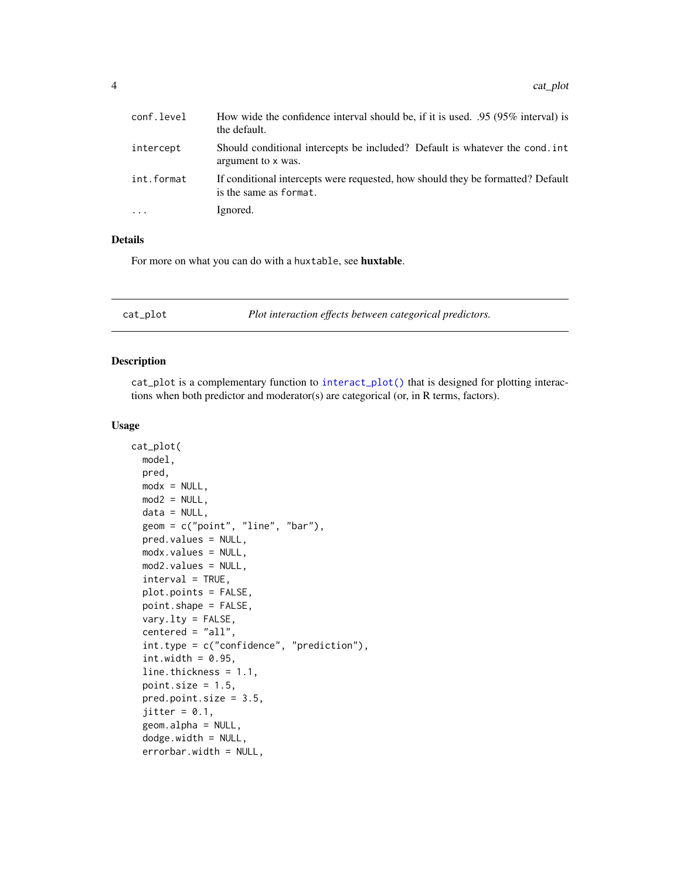| | |
|---|---|
| conf.level | How wide the confidence interval should be, if it is used. .95 (95% interval) is the default. |
| intercept | Should conditional intercepts be included? Default is whatever the cond.int argument to x was. |
| int.format | If conditional intercepts were requested, how should they be formatted? Default is the same as format. |
| ... | Ignored. |

### Details

For more on what you can do with a huxtable, see **huxtable**.

## cat_plot — *Plot interaction effects between categorical predictors.*

### Description

cat_plot is a complementary function to interact_plot() that is designed for plotting interactions when both predictor and moderator(s) are categorical (or, in R terms, factors).

### Usage

```
cat_plot(
  model,
  pred,
  modx = NULL,
  mod2 = NULL,
  data = NULL,
  geom = c("point", "line", "bar"),
  pred.values = NULL,
  modx.values = NULL,
  mod2.values = NULL,
  interval = TRUE,
  plot.points = FALSE,
  point.shape = FALSE,
  vary.lty = FALSE,
  centered = "all",
  int.type = c("confidence", "prediction"),
  int.width = 0.95,
  line.thickness = 1.1,
  point.size = 1.5,
  pred.point.size = 3.5,
  jitter = 0.1,
  geom.alpha = NULL,
  dodge.width = NULL,
  errorbar.width = NULL,
```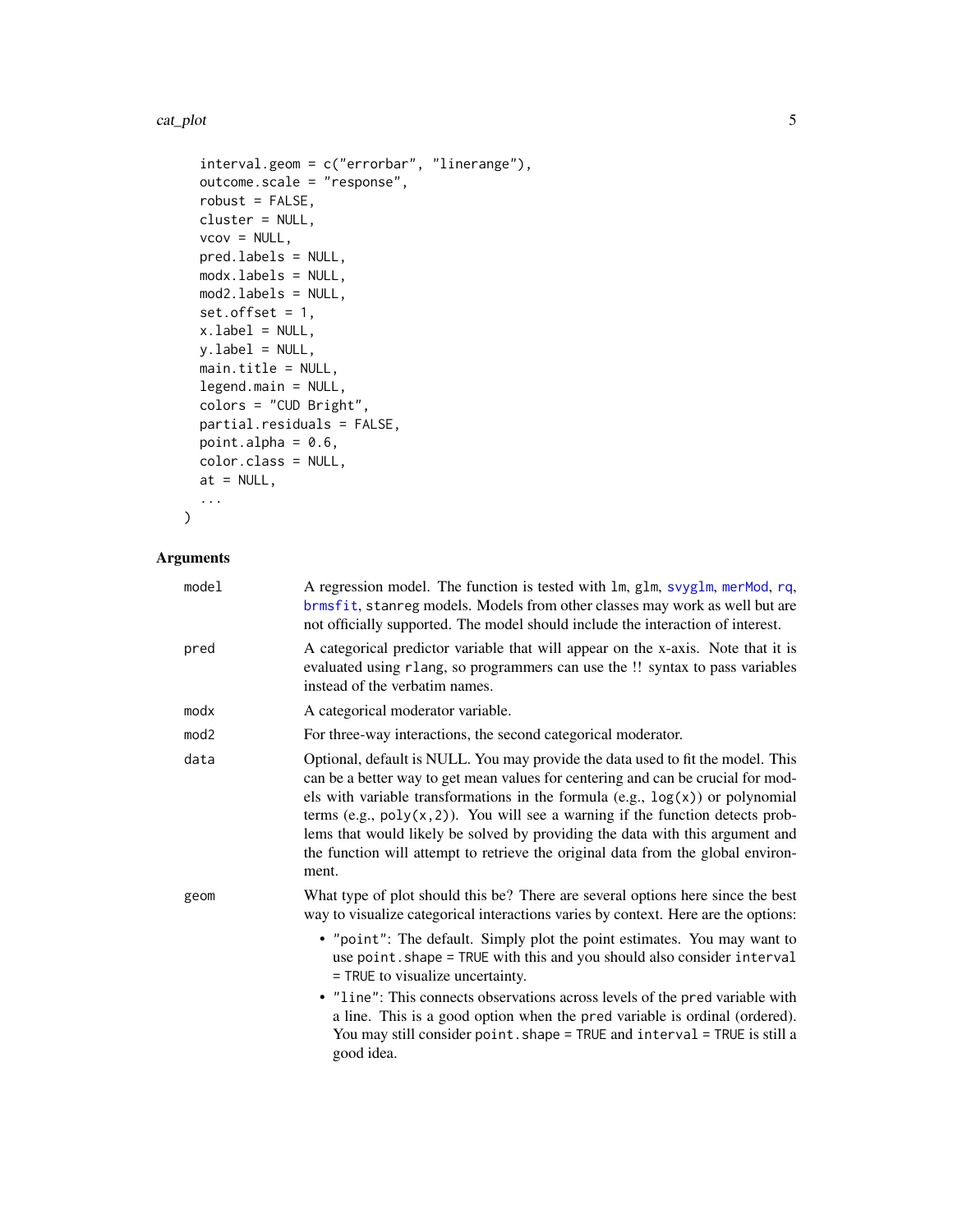```
  interval.geom = c("errorbar", "linerange"),
  outcome.scale = "response",
  robust = FALSE,
  cluster = NULL,
  vcov = NULL,
  pred.labels = NULL,
  modx.labels = NULL,
  mod2.labels = NULL,
  set.offset = 1,
  x.label = NULL,
  y.label = NULL,
  main.title = NULL,
  legend.main = NULL,
  colors = "CUD Bright",
  partial.residuals = FALSE,
  point.alpha = 0.6,
  color.class = NULL,
  at = NULL,
  ...
)
```

## Arguments

| | |
|---|---|
| `model` | A regression model. The function is tested with `lm`, `glm`, `svyglm`, `merMod`, `rq`, `brmsfit`, `stanreg` models. Models from other classes may work as well but are not officially supported. The model should include the interaction of interest. |
| `pred` | A categorical predictor variable that will appear on the x-axis. Note that it is evaluated using `rlang`, so programmers can use the `!!` syntax to pass variables instead of the verbatim names. |
| `modx` | A categorical moderator variable. |
| `mod2` | For three-way interactions, the second categorical moderator. |
| `data` | Optional, default is NULL. You may provide the data used to fit the model. This can be a better way to get mean values for centering and can be crucial for models with variable transformations in the formula (e.g., `log(x)`) or polynomial terms (e.g., `poly(x,2)`). You will see a warning if the function detects problems that would likely be solved by providing the data with this argument and the function will attempt to retrieve the original data from the global environment. |
| `geom` | What type of plot should this be? There are several options here since the best way to visualize categorical interactions varies by context. Here are the options: <br>• `"point"`: The default. Simply plot the point estimates. You may want to use `point.shape = TRUE` with this and you should also consider `interval = TRUE` to visualize uncertainty. <br>• `"line"`: This connects observations across levels of the `pred` variable with a line. This is a good option when the `pred` variable is ordinal (ordered). You may still consider `point.shape = TRUE` and `interval = TRUE` is still a good idea. |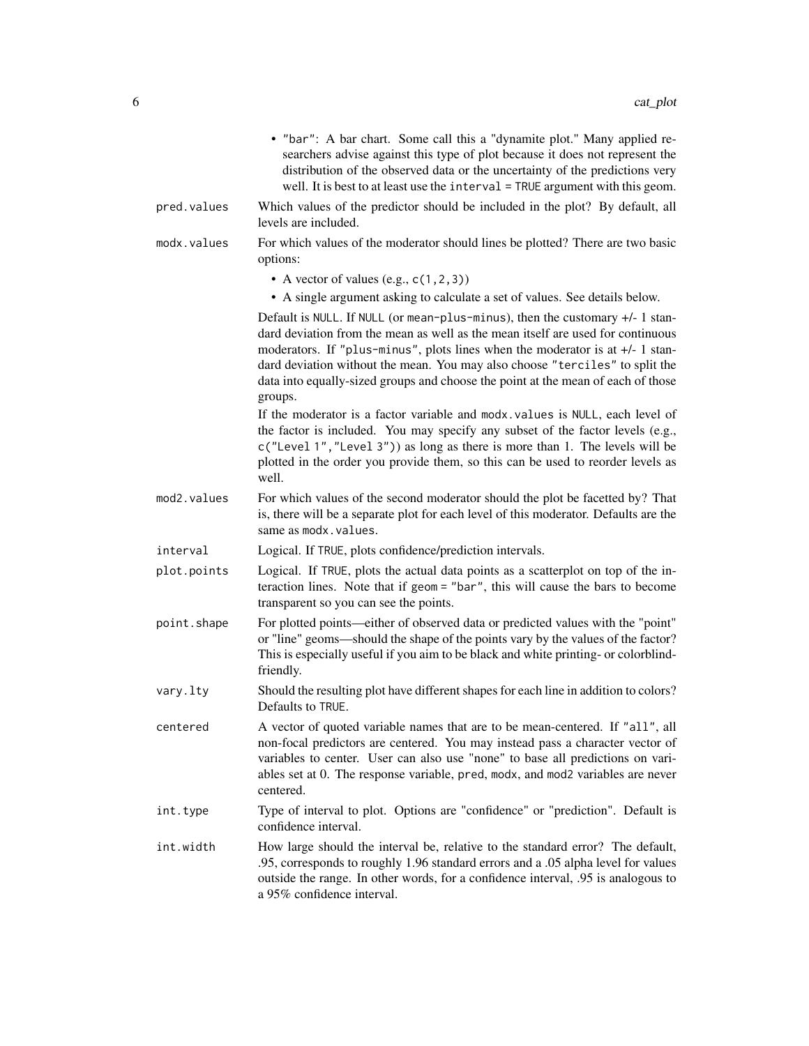- "bar": A bar chart. Some call this a "dynamite plot." Many applied researchers advise against this type of plot because it does not represent the distribution of the observed data or the uncertainty of the predictions very well. It is best to at least use the `interval = TRUE` argument with this geom.

**pred.values**
: Which values of the predictor should be included in the plot? By default, all levels are included.

**modx.values**
: For which values of the moderator should lines be plotted? There are two basic options:

- A vector of values (e.g., `c(1,2,3)`)
- A single argument asking to calculate a set of values. See details below.

Default is NULL. If NULL (or mean-plus-minus), then the customary +/- 1 standard deviation from the mean as well as the mean itself are used for continuous moderators. If "plus-minus", plots lines when the moderator is at +/- 1 standard deviation without the mean. You may also choose "terciles" to split the data into equally-sized groups and choose the point at the mean of each of those groups.

If the moderator is a factor variable and modx.values is NULL, each level of the factor is included. You may specify any subset of the factor levels (e.g., `c("Level 1","Level 3")`) as long as there is more than 1. The levels will be plotted in the order you provide them, so this can be used to reorder levels as well.

**mod2.values**
: For which values of the second moderator should the plot be facetted by? That is, there will be a separate plot for each level of this moderator. Defaults are the same as modx.values.

**interval**
: Logical. If TRUE, plots confidence/prediction intervals.

**plot.points**
: Logical. If TRUE, plots the actual data points as a scatterplot on top of the interaction lines. Note that if geom = "bar", this will cause the bars to become transparent so you can see the points.

**point.shape**
: For plotted points—either of observed data or predicted values with the "point" or "line" geoms—should the shape of the points vary by the values of the factor? This is especially useful if you aim to be black and white printing- or colorblind-friendly.

**vary.lty**
: Should the resulting plot have different shapes for each line in addition to colors? Defaults to TRUE.

**centered**
: A vector of quoted variable names that are to be mean-centered. If "all", all non-focal predictors are centered. You may instead pass a character vector of variables to center. User can also use "none" to base all predictions on variables set at 0. The response variable, pred, modx, and mod2 variables are never centered.

**int.type**
: Type of interval to plot. Options are "confidence" or "prediction". Default is confidence interval.

**int.width**
: How large should the interval be, relative to the standard error? The default, .95, corresponds to roughly 1.96 standard errors and a .05 alpha level for values outside the range. In other words, for a confidence interval, .95 is analogous to a 95% confidence interval.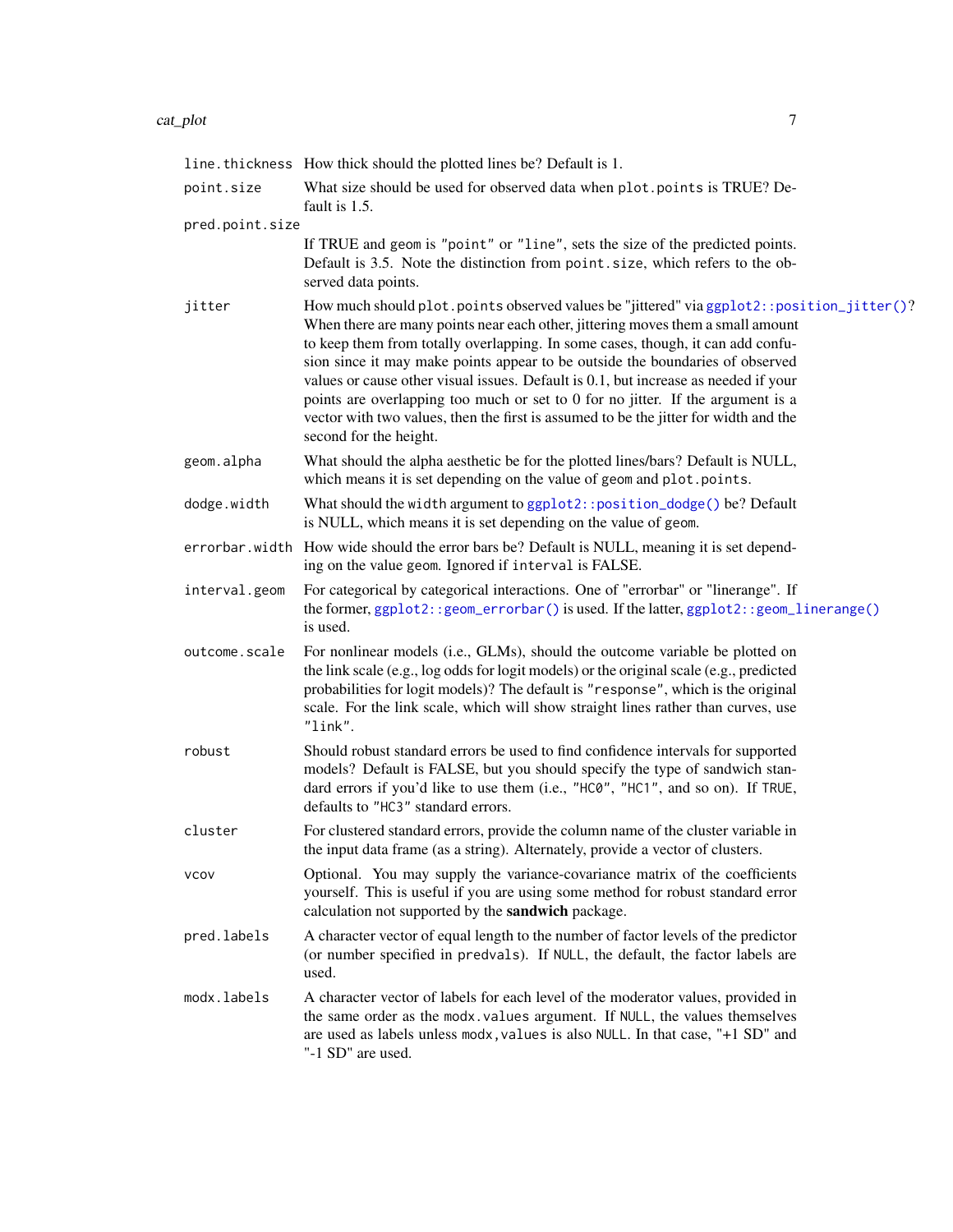`line.thickness` How thick should the plotted lines be? Default is 1.

`point.size` What size should be used for observed data when `plot.points` is TRUE? Default is 1.5.

`pred.point.size` If TRUE and `geom` is `"point"` or `"line"`, sets the size of the predicted points. Default is 3.5. Note the distinction from `point.size`, which refers to the observed data points.

`jitter` How much should `plot.points` observed values be "jittered" via `ggplot2::position_jitter()`? When there are many points near each other, jittering moves them a small amount to keep them from totally overlapping. In some cases, though, it can add confusion since it may make points appear to be outside the boundaries of observed values or cause other visual issues. Default is 0.1, but increase as needed if your points are overlapping too much or set to 0 for no jitter. If the argument is a vector with two values, then the first is assumed to be the jitter for width and the second for the height.

`geom.alpha` What should the alpha aesthetic be for the plotted lines/bars? Default is NULL, which means it is set depending on the value of `geom` and `plot.points`.

`dodge.width` What should the `width` argument to `ggplot2::position_dodge()` be? Default is NULL, which means it is set depending on the value of `geom`.

`errorbar.width` How wide should the error bars be? Default is NULL, meaning it is set depending on the value `geom`. Ignored if `interval` is FALSE.

`interval.geom` For categorical by categorical interactions. One of "errorbar" or "linerange". If the former, `ggplot2::geom_errorbar()` is used. If the latter, `ggplot2::geom_linerange()` is used.

`outcome.scale` For nonlinear models (i.e., GLMs), should the outcome variable be plotted on the link scale (e.g., log odds for logit models) or the original scale (e.g., predicted probabilities for logit models)? The default is `"response"`, which is the original scale. For the link scale, which will show straight lines rather than curves, use `"link"`.

`robust` Should robust standard errors be used to find confidence intervals for supported models? Default is FALSE, but you should specify the type of sandwich standard errors if you'd like to use them (i.e., `"HC0"`, `"HC1"`, and so on). If `TRUE`, defaults to `"HC3"` standard errors.

`cluster` For clustered standard errors, provide the column name of the cluster variable in the input data frame (as a string). Alternately, provide a vector of clusters.

`vcov` Optional. You may supply the variance-covariance matrix of the coefficients yourself. This is useful if you are using some method for robust standard error calculation not supported by the **sandwich** package.

`pred.labels` A character vector of equal length to the number of factor levels of the predictor (or number specified in `predvals`). If `NULL`, the default, the factor labels are used.

`modx.labels` A character vector of labels for each level of the moderator values, provided in the same order as the `modx.values` argument. If `NULL`, the values themselves are used as labels unless `modx,values` is also `NULL`. In that case, "+1 SD" and "-1 SD" are used.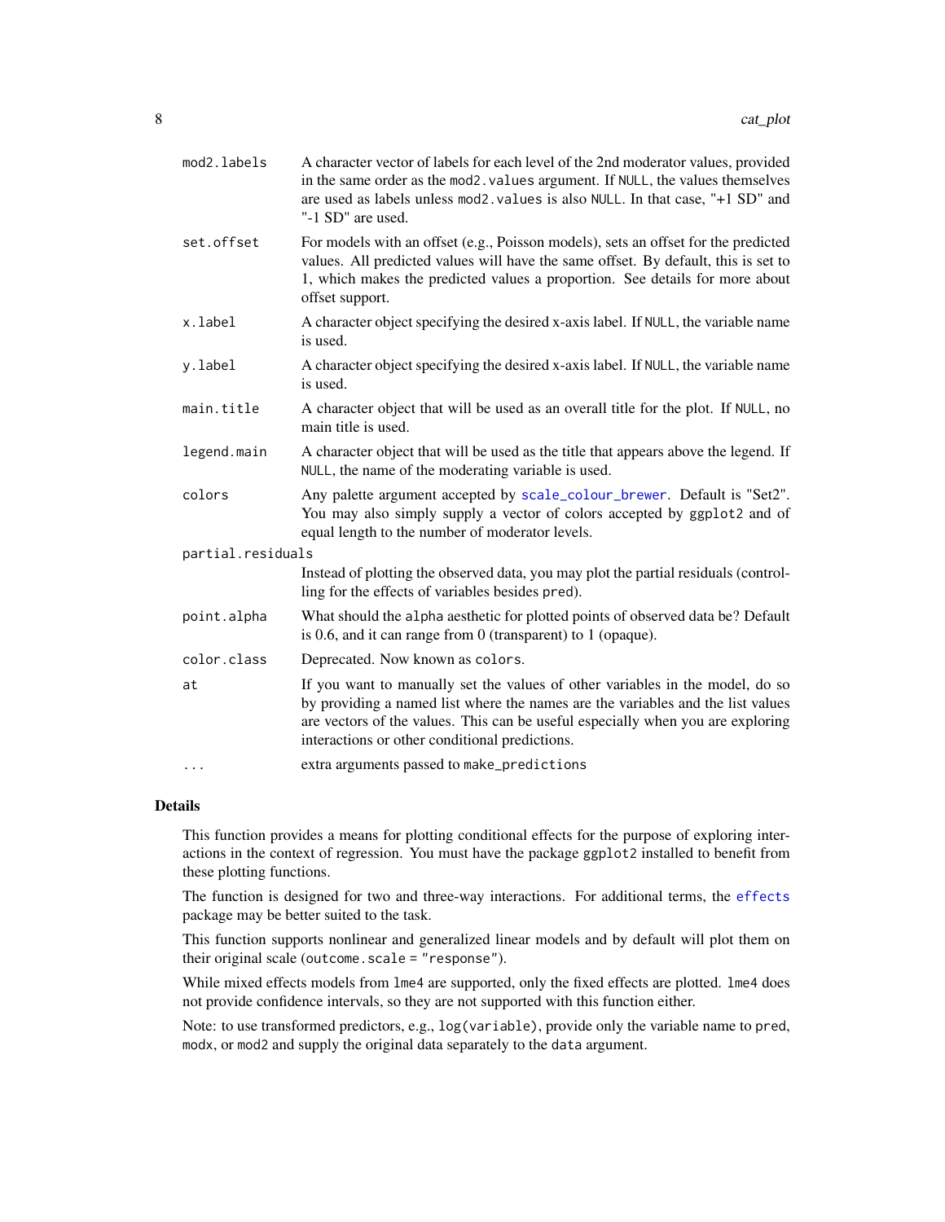| | |
|---|---|
| `mod2.labels` | A character vector of labels for each level of the 2nd moderator values, provided in the same order as the `mod2.values` argument. If `NULL`, the values themselves are used as labels unless `mod2.values` is also `NULL`. In that case, "+1 SD" and "-1 SD" are used. |
| `set.offset` | For models with an offset (e.g., Poisson models), sets an offset for the predicted values. All predicted values will have the same offset. By default, this is set to 1, which makes the predicted values a proportion. See details for more about offset support. |
| `x.label` | A character object specifying the desired x-axis label. If `NULL`, the variable name is used. |
| `y.label` | A character object specifying the desired x-axis label. If `NULL`, the variable name is used. |
| `main.title` | A character object that will be used as an overall title for the plot. If `NULL`, no main title is used. |
| `legend.main` | A character object that will be used as the title that appears above the legend. If `NULL`, the name of the moderating variable is used. |
| `colors` | Any palette argument accepted by `scale_colour_brewer`. Default is "Set2". You may also simply supply a vector of colors accepted by `ggplot2` and of equal length to the number of moderator levels. |
| `partial.residuals` | Instead of plotting the observed data, you may plot the partial residuals (controlling for the effects of variables besides `pred`). |
| `point.alpha` | What should the `alpha` aesthetic for plotted points of observed data be? Default is 0.6, and it can range from 0 (transparent) to 1 (opaque). |
| `color.class` | Deprecated. Now known as `colors`. |
| `at` | If you want to manually set the values of other variables in the model, do so by providing a named list where the names are the variables and the list values are vectors of the values. This can be useful especially when you are exploring interactions or other conditional predictions. |
| `...` | extra arguments passed to `make_predictions` |

## Details

This function provides a means for plotting conditional effects for the purpose of exploring interactions in the context of regression. You must have the package `ggplot2` installed to benefit from these plotting functions.

The function is designed for two and three-way interactions. For additional terms, the `effects` package may be better suited to the task.

This function supports nonlinear and generalized linear models and by default will plot them on their original scale (`outcome.scale = "response"`).

While mixed effects models from `lme4` are supported, only the fixed effects are plotted. `lme4` does not provide confidence intervals, so they are not supported with this function either.

Note: to use transformed predictors, e.g., `log(variable)`, provide only the variable name to `pred`, `modx`, or `mod2` and supply the original data separately to the `data` argument.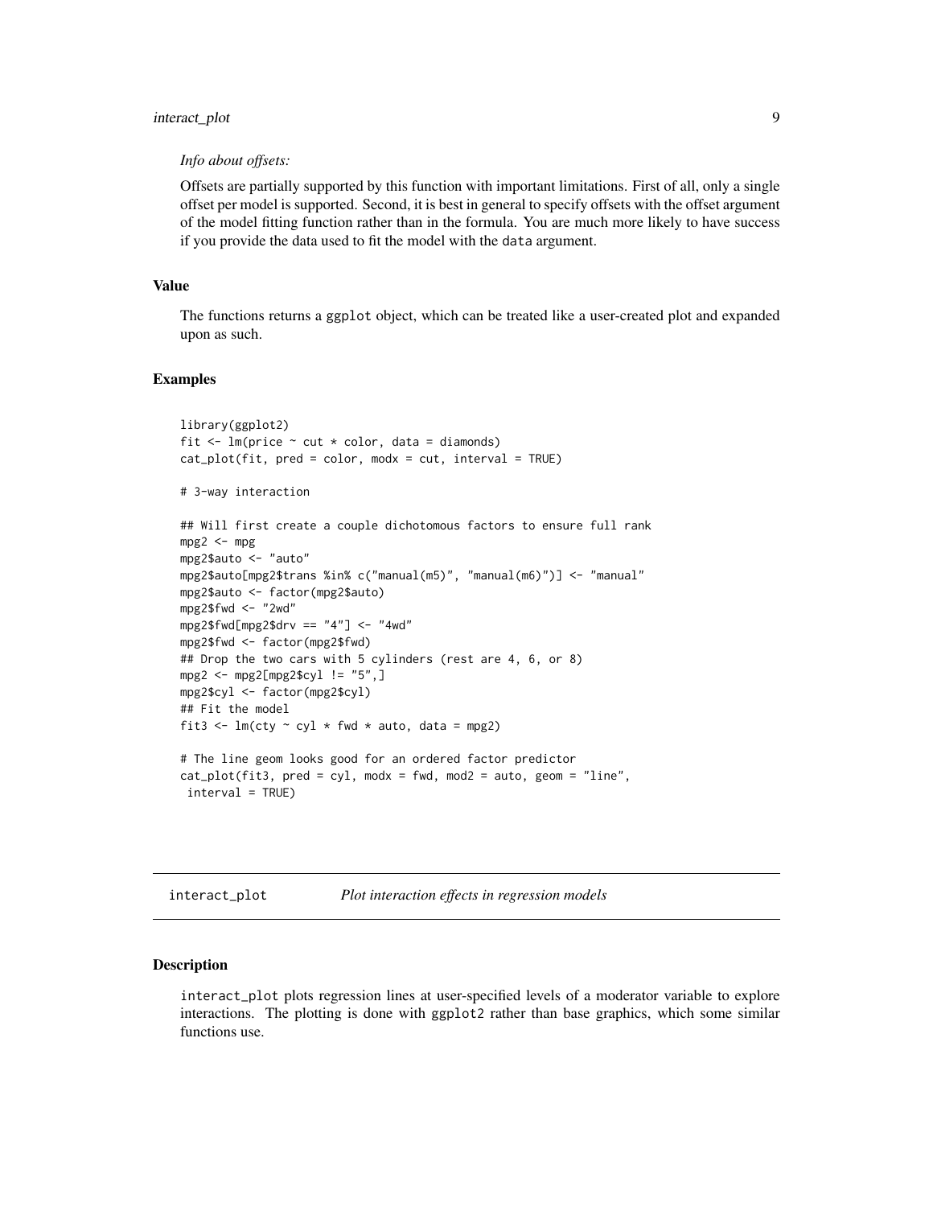*Info about offsets:*

Offsets are partially supported by this function with important limitations. First of all, only a single offset per model is supported. Second, it is best in general to specify offsets with the offset argument of the model fitting function rather than in the formula. You are much more likely to have success if you provide the data used to fit the model with the `data` argument.

### Value

The functions returns a `ggplot` object, which can be treated like a user-created plot and expanded upon as such.

### Examples

```
library(ggplot2)
fit <- lm(price ~ cut * color, data = diamonds)
cat_plot(fit, pred = color, modx = cut, interval = TRUE)

# 3-way interaction

## Will first create a couple dichotomous factors to ensure full rank
mpg2 <- mpg
mpg2$auto <- "auto"
mpg2$auto[mpg2$trans %in% c("manual(m5)", "manual(m6)")] <- "manual"
mpg2$auto <- factor(mpg2$auto)
mpg2$fwd <- "2wd"
mpg2$fwd[mpg2$drv == "4"] <- "4wd"
mpg2$fwd <- factor(mpg2$fwd)
## Drop the two cars with 5 cylinders (rest are 4, 6, or 8)
mpg2 <- mpg2[mpg2$cyl != "5",]
mpg2$cyl <- factor(mpg2$cyl)
## Fit the model
fit3 <- lm(cty ~ cyl * fwd * auto, data = mpg2)

# The line geom looks good for an ordered factor predictor
cat_plot(fit3, pred = cyl, modx = fwd, mod2 = auto, geom = "line",
 interval = TRUE)
```

---

## interact_plot *Plot interaction effects in regression models*

### Description

`interact_plot` plots regression lines at user-specified levels of a moderator variable to explore interactions. The plotting is done with `ggplot2` rather than base graphics, which some similar functions use.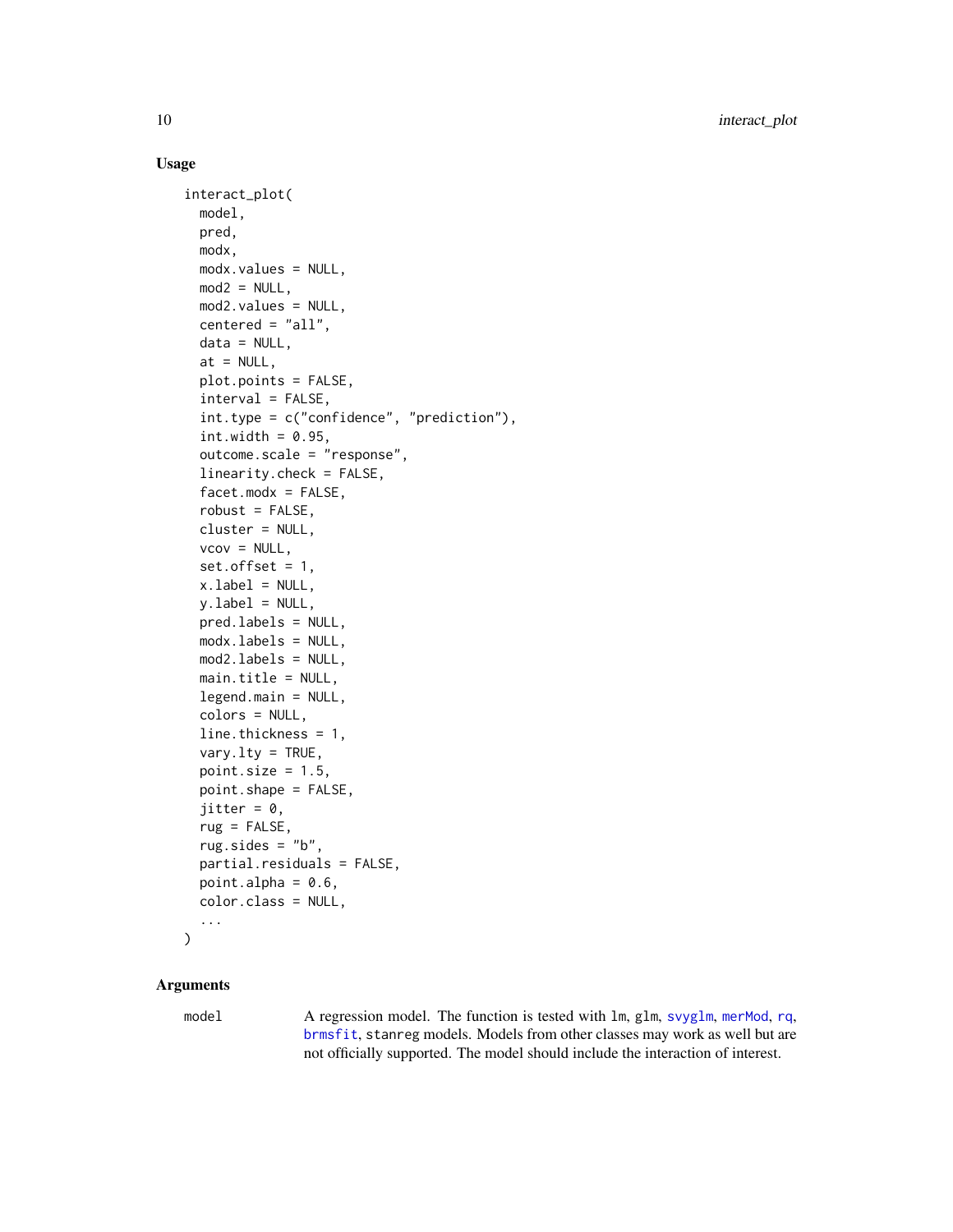## Usage

```
interact_plot(
  model,
  pred,
  modx,
  modx.values = NULL,
  mod2 = NULL,
  mod2.values = NULL,
  centered = "all",
  data = NULL,
  at = NULL,
  plot.points = FALSE,
  interval = FALSE,
  int.type = c("confidence", "prediction"),
  int.width = 0.95,
  outcome.scale = "response",
  linearity.check = FALSE,
  facet.modx = FALSE,
  robust = FALSE,
  cluster = NULL,
  vcov = NULL,
  set.offset = 1,
  x.label = NULL,
  y.label = NULL,
  pred.labels = NULL,
  modx.labels = NULL,
  mod2.labels = NULL,
  main.title = NULL,
  legend.main = NULL,
  colors = NULL,
  line.thickness = 1,
  vary.lty = TRUE,
  point.size = 1.5,
  point.shape = FALSE,
  jitter = 0,
  rug = FALSE,
  rug.sides = "b",
  partial.residuals = FALSE,
  point.alpha = 0.6,
  color.class = NULL,
  ...
)
```

## Arguments

**model** A regression model. The function is tested with `lm`, `glm`, `svyglm`, `merMod`, `rq`, `brmsfit`, `stanreg` models. Models from other classes may work as well but are not officially supported. The model should include the interaction of interest.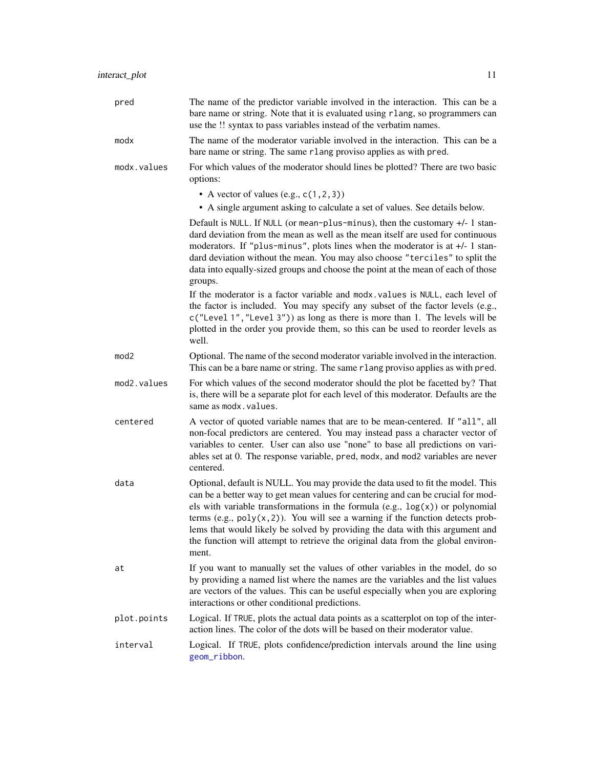`pred`
: The name of the predictor variable involved in the interaction. This can be a bare name or string. Note that it is evaluated using `rlang`, so programmers can use the !! syntax to pass variables instead of the verbatim names.

`modx`
: The name of the moderator variable involved in the interaction. This can be a bare name or string. The same `rlang` proviso applies as with `pred`.

`modx.values`
: For which values of the moderator should lines be plotted? There are two basic options:

  - A vector of values (e.g., `c(1,2,3)`)
  - A single argument asking to calculate a set of values. See details below.

  Default is `NULL`. If `NULL` (or `mean-plus-minus`), then the customary +/- 1 standard deviation from the mean as well as the mean itself are used for continuous moderators. If `"plus-minus"`, plots lines when the moderator is at +/- 1 standard deviation without the mean. You may also choose `"terciles"` to split the data into equally-sized groups and choose the point at the mean of each of those groups.

  If the moderator is a factor variable and `modx.values` is `NULL`, each level of the factor is included. You may specify any subset of the factor levels (e.g., `c("Level 1","Level 3")`) as long as there is more than 1. The levels will be plotted in the order you provide them, so this can be used to reorder levels as well.

`mod2`
: Optional. The name of the second moderator variable involved in the interaction. This can be a bare name or string. The same `rlang` proviso applies as with `pred`.

`mod2.values`
: For which values of the second moderator should the plot be facetted by? That is, there will be a separate plot for each level of this moderator. Defaults are the same as `modx.values`.

`centered`
: A vector of quoted variable names that are to be mean-centered. If `"all"`, all non-focal predictors are centered. You may instead pass a character vector of variables to center. User can also use "none" to base all predictions on variables set at 0. The response variable, `pred`, `modx`, and `mod2` variables are never centered.

`data`
: Optional, default is NULL. You may provide the data used to fit the model. This can be a better way to get mean values for centering and can be crucial for models with variable transformations in the formula (e.g., `log(x)`) or polynomial terms (e.g., `poly(x,2)`). You will see a warning if the function detects problems that would likely be solved by providing the data with this argument and the function will attempt to retrieve the original data from the global environment.

`at`
: If you want to manually set the values of other variables in the model, do so by providing a named list where the names are the variables and the list values are vectors of the values. This can be useful especially when you are exploring interactions or other conditional predictions.

`plot.points`
: Logical. If `TRUE`, plots the actual data points as a scatterplot on top of the interaction lines. The color of the dots will be based on their moderator value.

`interval`
: Logical. If `TRUE`, plots confidence/prediction intervals around the line using `geom_ribbon`.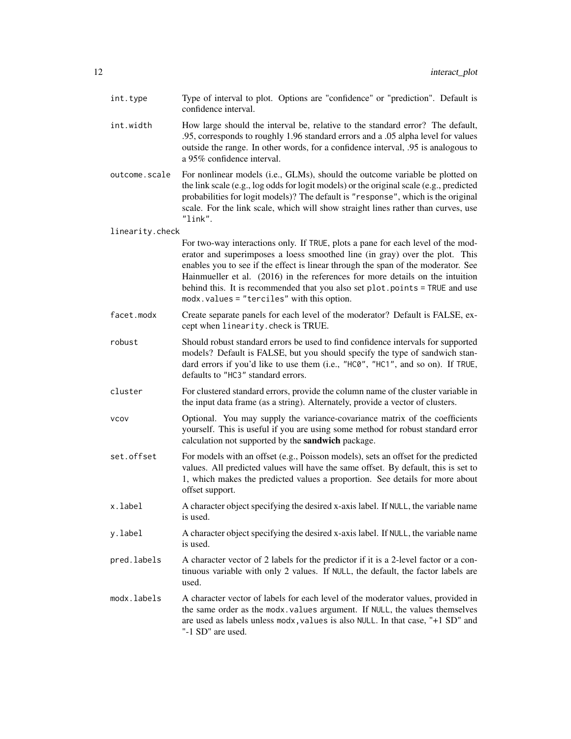int.type
: Type of interval to plot. Options are "confidence" or "prediction". Default is confidence interval.

int.width
: How large should the interval be, relative to the standard error? The default, .95, corresponds to roughly 1.96 standard errors and a .05 alpha level for values outside the range. In other words, for a confidence interval, .95 is analogous to a 95% confidence interval.

outcome.scale
: For nonlinear models (i.e., GLMs), should the outcome variable be plotted on the link scale (e.g., log odds for logit models) or the original scale (e.g., predicted probabilities for logit models)? The default is `"response"`, which is the original scale. For the link scale, which will show straight lines rather than curves, use `"link"`.

linearity.check
: For two-way interactions only. If `TRUE`, plots a pane for each level of the moderator and superimposes a loess smoothed line (in gray) over the plot. This enables you to see if the effect is linear through the span of the moderator. See Hainmueller et al. (2016) in the references for more details on the intuition behind this. It is recommended that you also set `plot.points = TRUE` and use `modx.values = "terciles"` with this option.

facet.modx
: Create separate panels for each level of the moderator? Default is FALSE, except when `linearity.check` is TRUE.

robust
: Should robust standard errors be used to find confidence intervals for supported models? Default is FALSE, but you should specify the type of sandwich standard errors if you'd like to use them (i.e., `"HC0"`, `"HC1"`, and so on). If `TRUE`, defaults to `"HC3"` standard errors.

cluster
: For clustered standard errors, provide the column name of the cluster variable in the input data frame (as a string). Alternately, provide a vector of clusters.

vcov
: Optional. You may supply the variance-covariance matrix of the coefficients yourself. This is useful if you are using some method for robust standard error calculation not supported by the **sandwich** package.

set.offset
: For models with an offset (e.g., Poisson models), sets an offset for the predicted values. All predicted values will have the same offset. By default, this is set to 1, which makes the predicted values a proportion. See details for more about offset support.

x.label
: A character object specifying the desired x-axis label. If `NULL`, the variable name is used.

y.label
: A character object specifying the desired x-axis label. If `NULL`, the variable name is used.

pred.labels
: A character vector of 2 labels for the predictor if it is a 2-level factor or a continuous variable with only 2 values. If `NULL`, the default, the factor labels are used.

modx.labels
: A character vector of labels for each level of the moderator values, provided in the same order as the `modx.values` argument. If `NULL`, the values themselves are used as labels unless `modx,values` is also `NULL`. In that case, "+1 SD" and "-1 SD" are used.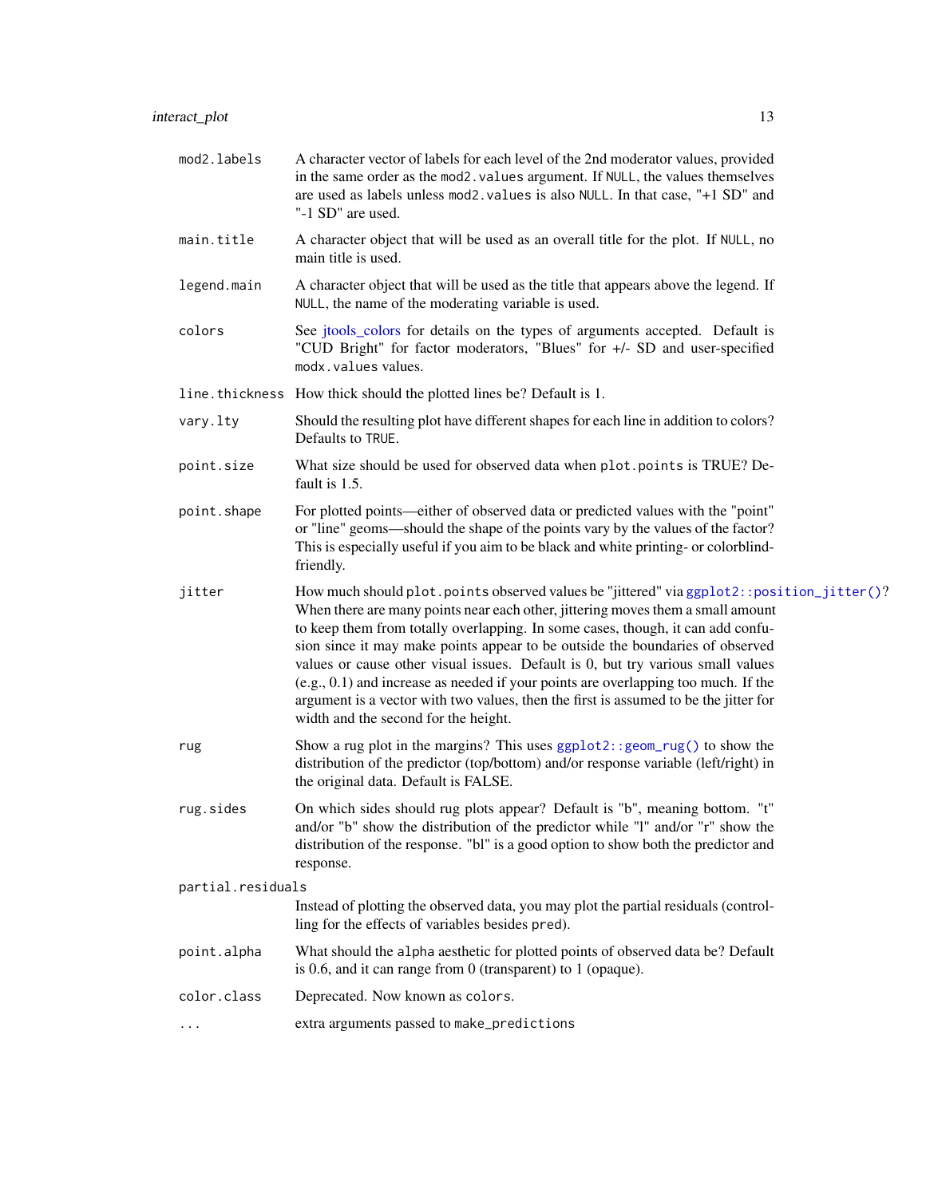| Argument | Description |
| --- | --- |
| `mod2.labels` | A character vector of labels for each level of the 2nd moderator values, provided in the same order as the `mod2.values` argument. If `NULL`, the values themselves are used as labels unless `mod2.values` is also `NULL`. In that case, "+1 SD" and "-1 SD" are used. |
| `main.title` | A character object that will be used as an overall title for the plot. If `NULL`, no main title is used. |
| `legend.main` | A character object that will be used as the title that appears above the legend. If `NULL`, the name of the moderating variable is used. |
| `colors` | See jtools_colors for details on the types of arguments accepted. Default is "CUD Bright" for factor moderators, "Blues" for +/- SD and user-specified `modx.values` values. |
| `line.thickness` | How thick should the plotted lines be? Default is 1. |
| `vary.lty` | Should the resulting plot have different shapes for each line in addition to colors? Defaults to `TRUE`. |
| `point.size` | What size should be used for observed data when `plot.points` is TRUE? Default is 1.5. |
| `point.shape` | For plotted points—either of observed data or predicted values with the "point" or "line" geoms—should the shape of the points vary by the values of the factor? This is especially useful if you aim to be black and white printing- or colorblind-friendly. |
| `jitter` | How much should `plot.points` observed values be "jittered" via `ggplot2::position_jitter()`? When there are many points near each other, jittering moves them a small amount to keep them from totally overlapping. In some cases, though, it can add confusion since it may make points appear to be outside the boundaries of observed values or cause other visual issues. Default is 0, but try various small values (e.g., 0.1) and increase as needed if your points are overlapping too much. If the argument is a vector with two values, then the first is assumed to be the jitter for width and the second for the height. |
| `rug` | Show a rug plot in the margins? This uses `ggplot2::geom_rug()` to show the distribution of the predictor (top/bottom) and/or response variable (left/right) in the original data. Default is FALSE. |
| `rug.sides` | On which sides should rug plots appear? Default is "b", meaning bottom. "t" and/or "b" show the distribution of the predictor while "l" and/or "r" show the distribution of the response. "bl" is a good option to show both the predictor and response. |
| `partial.residuals` | Instead of plotting the observed data, you may plot the partial residuals (controlling for the effects of variables besides `pred`). |
| `point.alpha` | What should the `alpha` aesthetic for plotted points of observed data be? Default is 0.6, and it can range from 0 (transparent) to 1 (opaque). |
| `color.class` | Deprecated. Now known as `colors`. |
| `...` | extra arguments passed to `make_predictions` |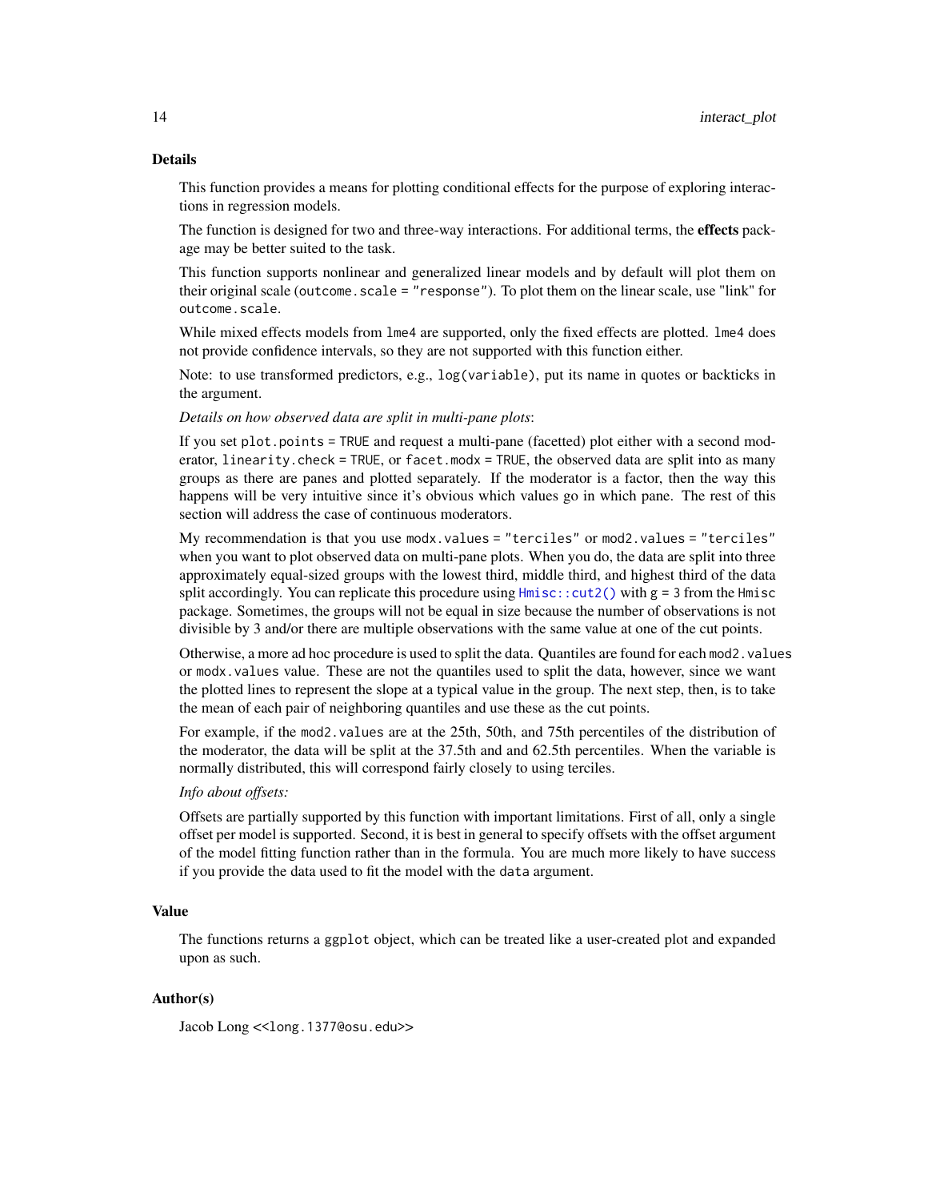## Details

This function provides a means for plotting conditional effects for the purpose of exploring interactions in regression models.

The function is designed for two and three-way interactions. For additional terms, the **effects** package may be better suited to the task.

This function supports nonlinear and generalized linear models and by default will plot them on their original scale (`outcome.scale = "response"`). To plot them on the linear scale, use "link" for `outcome.scale`.

While mixed effects models from `lme4` are supported, only the fixed effects are plotted. `lme4` does not provide confidence intervals, so they are not supported with this function either.

Note: to use transformed predictors, e.g., `log(variable)`, put its name in quotes or backticks in the argument.

*Details on how observed data are split in multi-pane plots*:

If you set `plot.points = TRUE` and request a multi-pane (facetted) plot either with a second moderator, `linearity.check = TRUE`, or `facet.modx = TRUE`, the observed data are split into as many groups as there are panes and plotted separately. If the moderator is a factor, then the way this happens will be very intuitive since it's obvious which values go in which pane. The rest of this section will address the case of continuous moderators.

My recommendation is that you use `modx.values = "terciles"` or `mod2.values = "terciles"` when you want to plot observed data on multi-pane plots. When you do, the data are split into three approximately equal-sized groups with the lowest third, middle third, and highest third of the data split accordingly. You can replicate this procedure using `Hmisc::cut2()` with `g = 3` from the `Hmisc` package. Sometimes, the groups will not be equal in size because the number of observations is not divisible by 3 and/or there are multiple observations with the same value at one of the cut points.

Otherwise, a more ad hoc procedure is used to split the data. Quantiles are found for each `mod2.values` or `modx.values` value. These are not the quantiles used to split the data, however, since we want the plotted lines to represent the slope at a typical value in the group. The next step, then, is to take the mean of each pair of neighboring quantiles and use these as the cut points.

For example, if the `mod2.values` are at the 25th, 50th, and 75th percentiles of the distribution of the moderator, the data will be split at the 37.5th and and 62.5th percentiles. When the variable is normally distributed, this will correspond fairly closely to using terciles.

*Info about offsets:*

Offsets are partially supported by this function with important limitations. First of all, only a single offset per model is supported. Second, it is best in general to specify offsets with the offset argument of the model fitting function rather than in the formula. You are much more likely to have success if you provide the data used to fit the model with the `data` argument.

## Value

The functions returns a `ggplot` object, which can be treated like a user-created plot and expanded upon as such.

## Author(s)

Jacob Long <<long.1377@osu.edu>>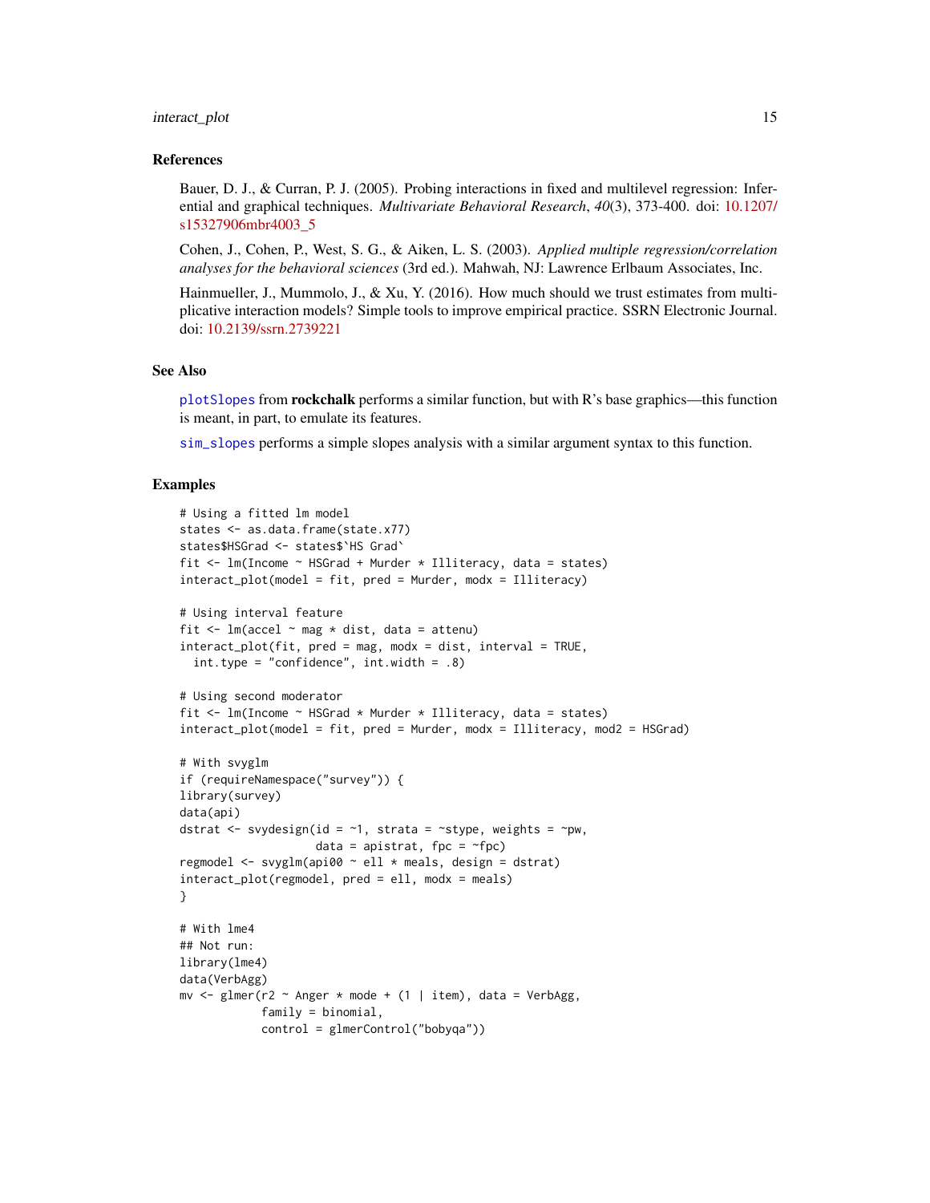### References

Bauer, D. J., & Curran, P. J. (2005). Probing interactions in fixed and multilevel regression: Inferential and graphical techniques. *Multivariate Behavioral Research*, *40*(3), 373-400. doi: 10.1207/s15327906mbr4003_5

Cohen, J., Cohen, P., West, S. G., & Aiken, L. S. (2003). *Applied multiple regression/correlation analyses for the behavioral sciences* (3rd ed.). Mahwah, NJ: Lawrence Erlbaum Associates, Inc.

Hainmueller, J., Mummolo, J., & Xu, Y. (2016). How much should we trust estimates from multiplicative interaction models? Simple tools to improve empirical practice. SSRN Electronic Journal. doi: 10.2139/ssrn.2739221

### See Also

`plotSlopes` from **rockchalk** performs a similar function, but with R's base graphics—this function is meant, in part, to emulate its features.

`sim_slopes` performs a simple slopes analysis with a similar argument syntax to this function.

### Examples

```
# Using a fitted lm model
states <- as.data.frame(state.x77)
states$HSGrad <- states$`HS Grad`
fit <- lm(Income ~ HSGrad + Murder * Illiteracy, data = states)
interact_plot(model = fit, pred = Murder, modx = Illiteracy)

# Using interval feature
fit <- lm(accel ~ mag * dist, data = attenu)
interact_plot(fit, pred = mag, modx = dist, interval = TRUE,
  int.type = "confidence", int.width = .8)

# Using second moderator
fit <- lm(Income ~ HSGrad * Murder * Illiteracy, data = states)
interact_plot(model = fit, pred = Murder, modx = Illiteracy, mod2 = HSGrad)

# With svyglm
if (requireNamespace("survey")) {
library(survey)
data(api)
dstrat <- svydesign(id = ~1, strata = ~stype, weights = ~pw,
                    data = apistrat, fpc = ~fpc)
regmodel <- svyglm(api00 ~ ell * meals, design = dstrat)
interact_plot(regmodel, pred = ell, modx = meals)
}

# With lme4
## Not run:
library(lme4)
data(VerbAgg)
mv <- glmer(r2 ~ Anger * mode + (1 | item), data = VerbAgg,
            family = binomial,
            control = glmerControl("bobyqa"))
```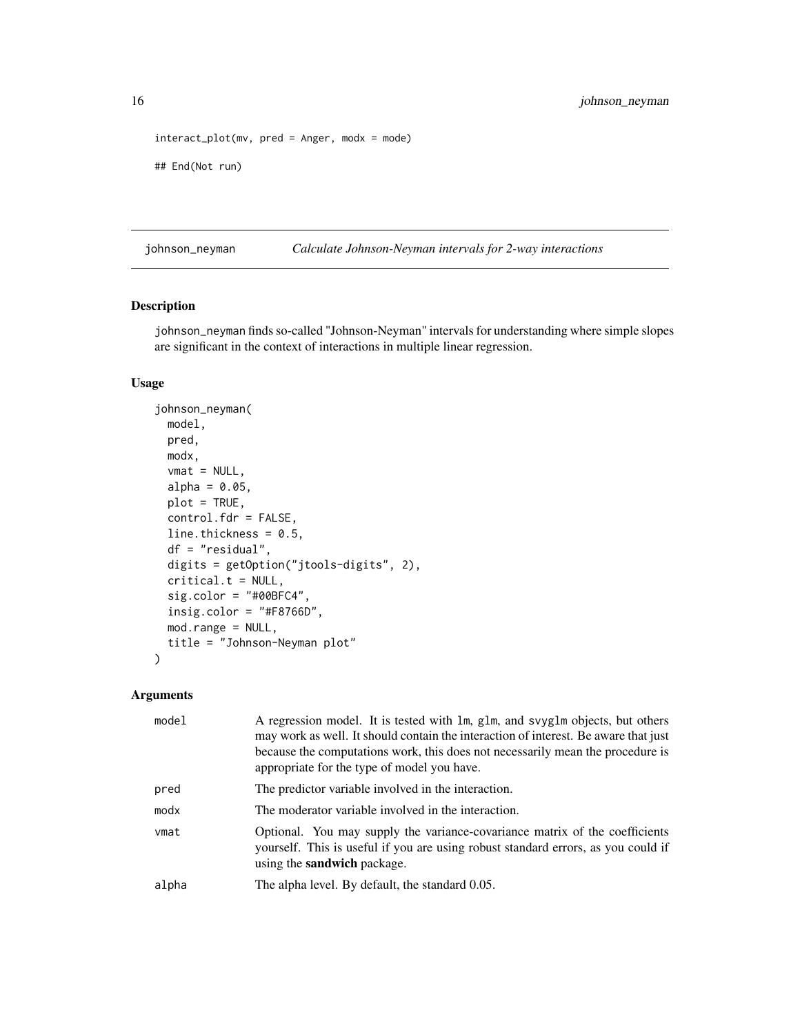```
interact_plot(mv, pred = Anger, modx = mode)

## End(Not run)
```

---

## johnson_neyman — *Calculate Johnson-Neyman intervals for 2-way interactions*

---

### Description

johnson_neyman finds so-called "Johnson-Neyman" intervals for understanding where simple slopes are significant in the context of interactions in multiple linear regression.

### Usage

```
johnson_neyman(
  model,
  pred,
  modx,
  vmat = NULL,
  alpha = 0.05,
  plot = TRUE,
  control.fdr = FALSE,
  line.thickness = 0.5,
  df = "residual",
  digits = getOption("jtools-digits", 2),
  critical.t = NULL,
  sig.color = "#00BFC4",
  insig.color = "#F8766D",
  mod.range = NULL,
  title = "Johnson-Neyman plot"
)
```

### Arguments

| | |
|---|---|
| model | A regression model. It is tested with lm, glm, and svyglm objects, but others may work as well. It should contain the interaction of interest. Be aware that just because the computations work, this does not necessarily mean the procedure is appropriate for the type of model you have. |
| pred | The predictor variable involved in the interaction. |
| modx | The moderator variable involved in the interaction. |
| vmat | Optional. You may supply the variance-covariance matrix of the coefficients yourself. This is useful if you are using robust standard errors, as you could if using the **sandwich** package. |
| alpha | The alpha level. By default, the standard 0.05. |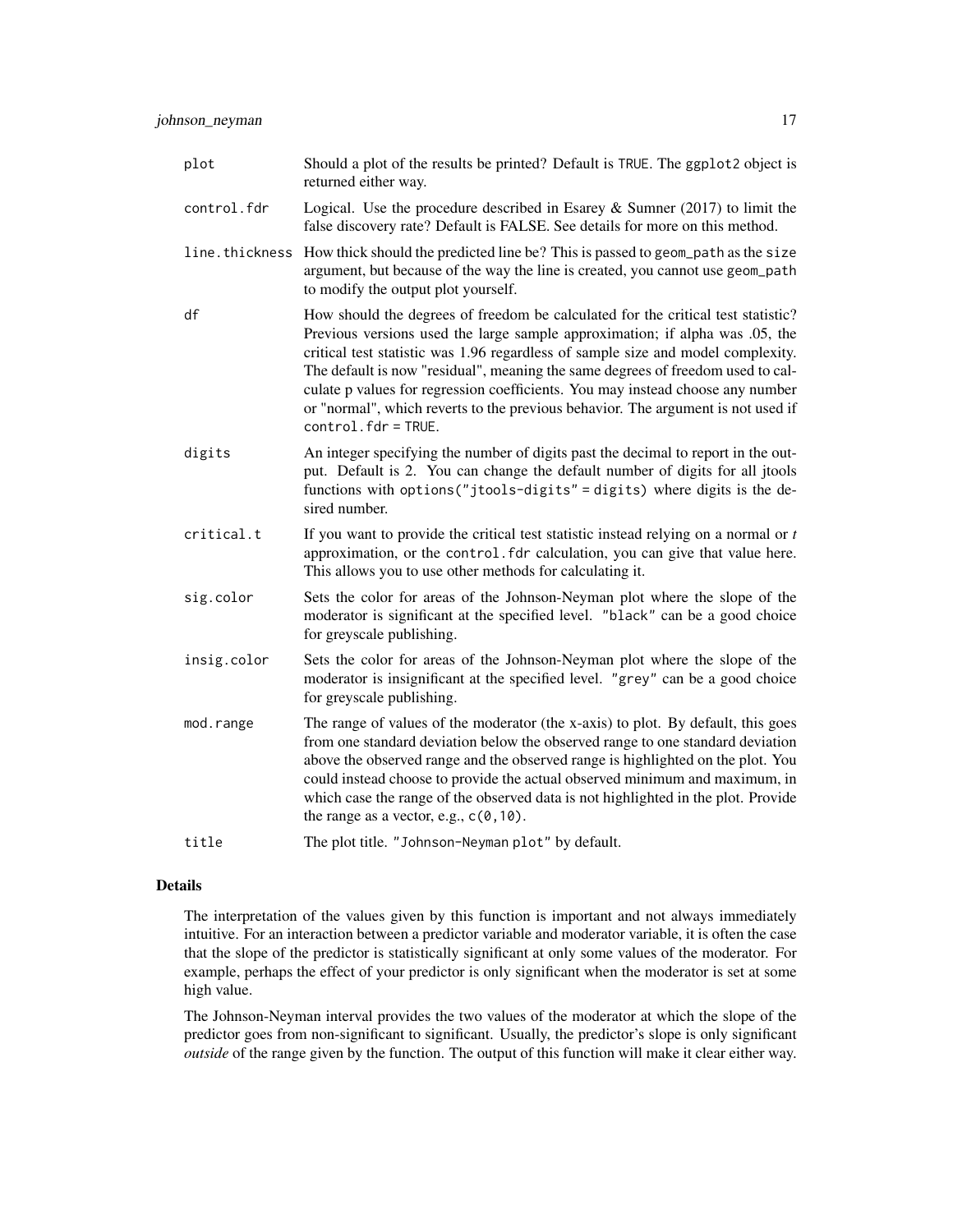| | |
|---|---|
| plot | Should a plot of the results be printed? Default is `TRUE`. The `ggplot2` object is returned either way. |
| control.fdr | Logical. Use the procedure described in Esarey & Sumner (2017) to limit the false discovery rate? Default is FALSE. See details for more on this method. |
| line.thickness | How thick should the predicted line be? This is passed to `geom_path` as the `size` argument, but because of the way the line is created, you cannot use `geom_path` to modify the output plot yourself. |
| df | How should the degrees of freedom be calculated for the critical test statistic? Previous versions used the large sample approximation; if alpha was .05, the critical test statistic was 1.96 regardless of sample size and model complexity. The default is now "residual", meaning the same degrees of freedom used to calculate p values for regression coefficients. You may instead choose any number or "normal", which reverts to the previous behavior. The argument is not used if `control.fdr = TRUE`. |
| digits | An integer specifying the number of digits past the decimal to report in the output. Default is 2. You can change the default number of digits for all jtools functions with `options("jtools-digits" = digits)` where digits is the desired number. |
| critical.t | If you want to provide the critical test statistic instead relying on a normal or *t* approximation, or the `control.fdr` calculation, you can give that value here. This allows you to use other methods for calculating it. |
| sig.color | Sets the color for areas of the Johnson-Neyman plot where the slope of the moderator is significant at the specified level. `"black"` can be a good choice for greyscale publishing. |
| insig.color | Sets the color for areas of the Johnson-Neyman plot where the slope of the moderator is insignificant at the specified level. `"grey"` can be a good choice for greyscale publishing. |
| mod.range | The range of values of the moderator (the x-axis) to plot. By default, this goes from one standard deviation below the observed range to one standard deviation above the observed range and the observed range is highlighted on the plot. You could instead choose to provide the actual observed minimum and maximum, in which case the range of the observed data is not highlighted in the plot. Provide the range as a vector, e.g., `c(0,10)`. |
| title | The plot title. `"Johnson-Neyman plot"` by default. |

## Details

The interpretation of the values given by this function is important and not always immediately intuitive. For an interaction between a predictor variable and moderator variable, it is often the case that the slope of the predictor is statistically significant at only some values of the moderator. For example, perhaps the effect of your predictor is only significant when the moderator is set at some high value.

The Johnson-Neyman interval provides the two values of the moderator at which the slope of the predictor goes from non-significant to significant. Usually, the predictor's slope is only significant *outside* of the range given by the function. The output of this function will make it clear either way.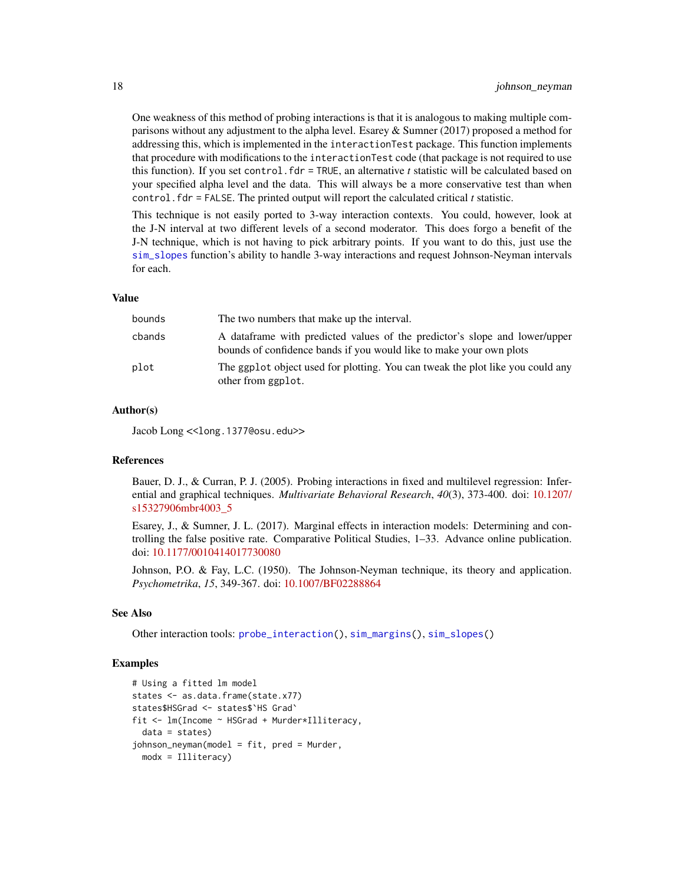One weakness of this method of probing interactions is that it is analogous to making multiple comparisons without any adjustment to the alpha level. Esarey & Sumner (2017) proposed a method for addressing this, which is implemented in the `interactionTest` package. This function implements that procedure with modifications to the `interactionTest` code (that package is not required to use this function). If you set `control.fdr = TRUE`, an alternative *t* statistic will be calculated based on your specified alpha level and the data. This will always be a more conservative test than when `control.fdr = FALSE`. The printed output will report the calculated critical *t* statistic.

This technique is not easily ported to 3-way interaction contexts. You could, however, look at the J-N interval at two different levels of a second moderator. This does forgo a benefit of the J-N technique, which is not having to pick arbitrary points. If you want to do this, just use the `sim_slopes` function's ability to handle 3-way interactions and request Johnson-Neyman intervals for each.

## Value

| | |
|---|---|
| `bounds` | The two numbers that make up the interval. |
| `cbands` | A dataframe with predicted values of the predictor's slope and lower/upper bounds of confidence bands if you would like to make your own plots |
| `plot` | The `ggplot` object used for plotting. You can tweak the plot like you could any other from `ggplot`. |

## Author(s)

Jacob Long <<long.1377@osu.edu>>

## References

Bauer, D. J., & Curran, P. J. (2005). Probing interactions in fixed and multilevel regression: Inferential and graphical techniques. *Multivariate Behavioral Research*, *40*(3), 373-400. doi: 10.1207/s15327906mbr4003_5

Esarey, J., & Sumner, J. L. (2017). Marginal effects in interaction models: Determining and controlling the false positive rate. Comparative Political Studies, 1–33. Advance online publication. doi: 10.1177/0010414017730080

Johnson, P.O. & Fay, L.C. (1950). The Johnson-Neyman technique, its theory and application. *Psychometrika*, *15*, 349-367. doi: 10.1007/BF02288864

## See Also

Other interaction tools: `probe_interaction()`, `sim_margins()`, `sim_slopes()`

## Examples

```
# Using a fitted lm model
states <- as.data.frame(state.x77)
states$HSGrad <- states$`HS Grad`
fit <- lm(Income ~ HSGrad + Murder*Illiteracy,
  data = states)
johnson_neyman(model = fit, pred = Murder,
  modx = Illiteracy)
```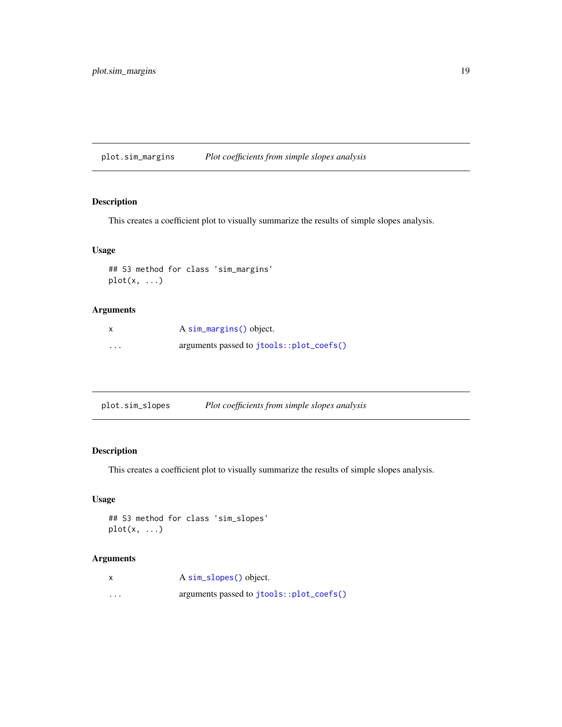## plot.sim_margins — *Plot coefficients from simple slopes analysis*

### Description

This creates a coefficient plot to visually summarize the results of simple slopes analysis.

### Usage

```
## S3 method for class 'sim_margins'
plot(x, ...)
```

### Arguments

| | |
|---|---|
| x | A `sim_margins()` object. |
| ... | arguments passed to `jtools::plot_coefs()` |

## plot.sim_slopes — *Plot coefficients from simple slopes analysis*

### Description

This creates a coefficient plot to visually summarize the results of simple slopes analysis.

### Usage

```
## S3 method for class 'sim_slopes'
plot(x, ...)
```

### Arguments

| | |
|---|---|
| x | A `sim_slopes()` object. |
| ... | arguments passed to `jtools::plot_coefs()` |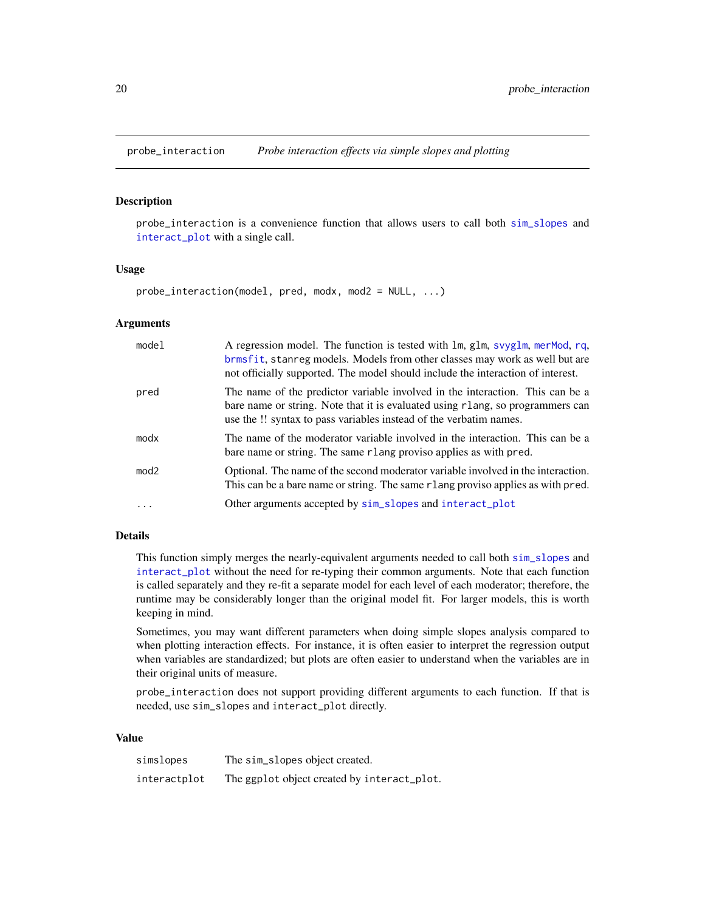# probe_interaction — *Probe interaction effects via simple slopes and plotting*

## Description

probe_interaction is a convenience function that allows users to call both sim_slopes and interact_plot with a single call.

## Usage

```
probe_interaction(model, pred, modx, mod2 = NULL, ...)
```

## Arguments

| | |
|---|---|
| model | A regression model. The function is tested with lm, glm, svyglm, merMod, rq, brmsfit, stanreg models. Models from other classes may work as well but are not officially supported. The model should include the interaction of interest. |
| pred | The name of the predictor variable involved in the interaction. This can be a bare name or string. Note that it is evaluated using rlang, so programmers can use the !! syntax to pass variables instead of the verbatim names. |
| modx | The name of the moderator variable involved in the interaction. This can be a bare name or string. The same rlang proviso applies as with pred. |
| mod2 | Optional. The name of the second moderator variable involved in the interaction. This can be a bare name or string. The same rlang proviso applies as with pred. |
| ... | Other arguments accepted by sim_slopes and interact_plot |

## Details

This function simply merges the nearly-equivalent arguments needed to call both sim_slopes and interact_plot without the need for re-typing their common arguments. Note that each function is called separately and they re-fit a separate model for each level of each moderator; therefore, the runtime may be considerably longer than the original model fit. For larger models, this is worth keeping in mind.

Sometimes, you may want different parameters when doing simple slopes analysis compared to when plotting interaction effects. For instance, it is often easier to interpret the regression output when variables are standardized; but plots are often easier to understand when the variables are in their original units of measure.

probe_interaction does not support providing different arguments to each function. If that is needed, use sim_slopes and interact_plot directly.

## Value

| | |
|---|---|
| simslopes | The sim_slopes object created. |
| interactplot | The ggplot object created by interact_plot. |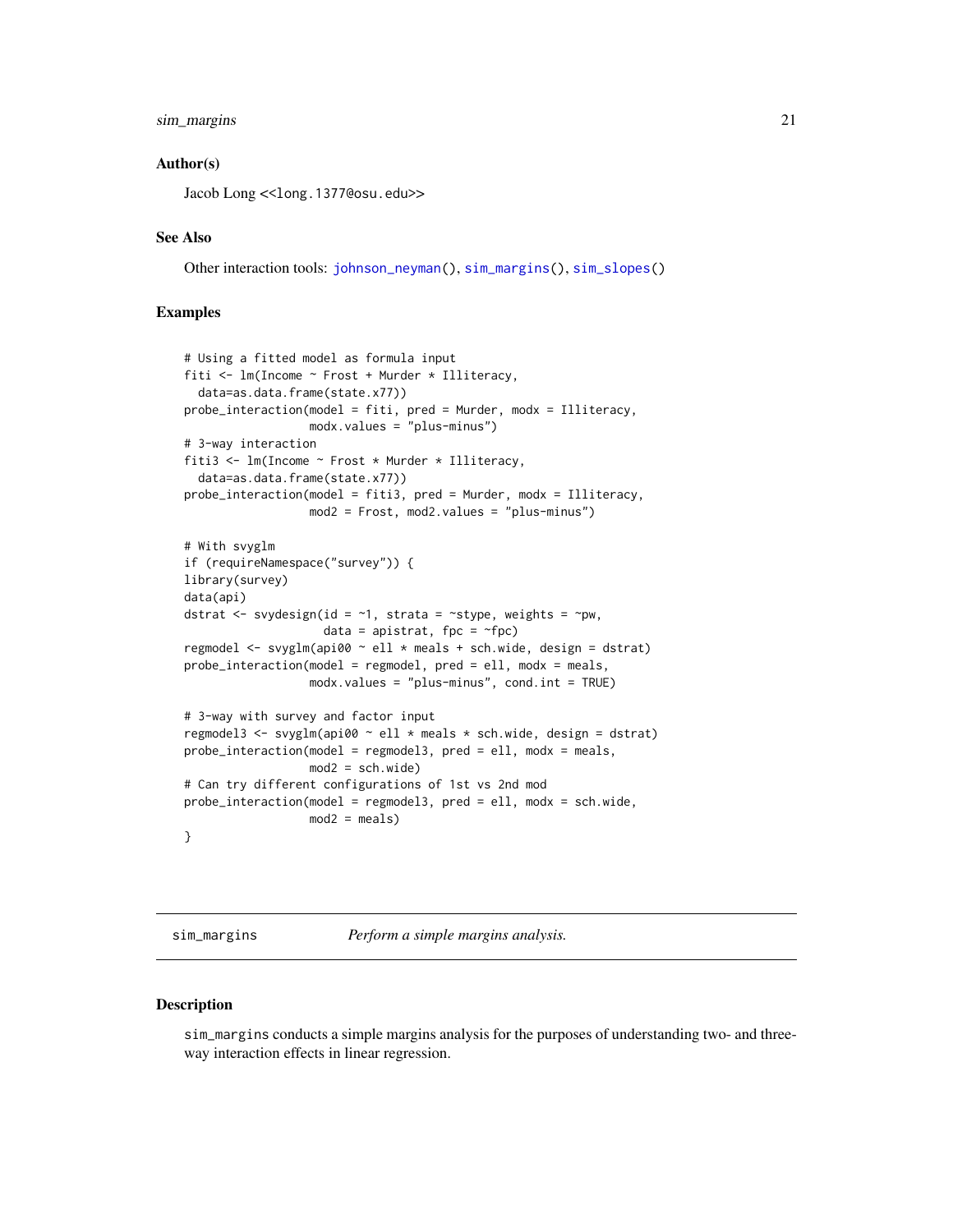### Author(s)

Jacob Long <<long.1377@osu.edu>>

### See Also

Other interaction tools: johnson_neyman(), sim_margins(), sim_slopes()

### Examples

```
# Using a fitted model as formula input
fiti <- lm(Income ~ Frost + Murder * Illiteracy,
  data=as.data.frame(state.x77))
probe_interaction(model = fiti, pred = Murder, modx = Illiteracy,
                  modx.values = "plus-minus")
# 3-way interaction
fiti3 <- lm(Income ~ Frost * Murder * Illiteracy,
  data=as.data.frame(state.x77))
probe_interaction(model = fiti3, pred = Murder, modx = Illiteracy,
                  mod2 = Frost, mod2.values = "plus-minus")

# With svyglm
if (requireNamespace("survey")) {
library(survey)
data(api)
dstrat <- svydesign(id = ~1, strata = ~stype, weights = ~pw,
                    data = apistrat, fpc = ~fpc)
regmodel <- svyglm(api00 ~ ell * meals + sch.wide, design = dstrat)
probe_interaction(model = regmodel, pred = ell, modx = meals,
                  modx.values = "plus-minus", cond.int = TRUE)

# 3-way with survey and factor input
regmodel3 <- svyglm(api00 ~ ell * meals * sch.wide, design = dstrat)
probe_interaction(model = regmodel3, pred = ell, modx = meals,
                  mod2 = sch.wide)
# Can try different configurations of 1st vs 2nd mod
probe_interaction(model = regmodel3, pred = ell, modx = sch.wide,
                  mod2 = meals)
}
```

---

## sim_margins *Perform a simple margins analysis.*

### Description

sim_margins conducts a simple margins analysis for the purposes of understanding two- and three-way interaction effects in linear regression.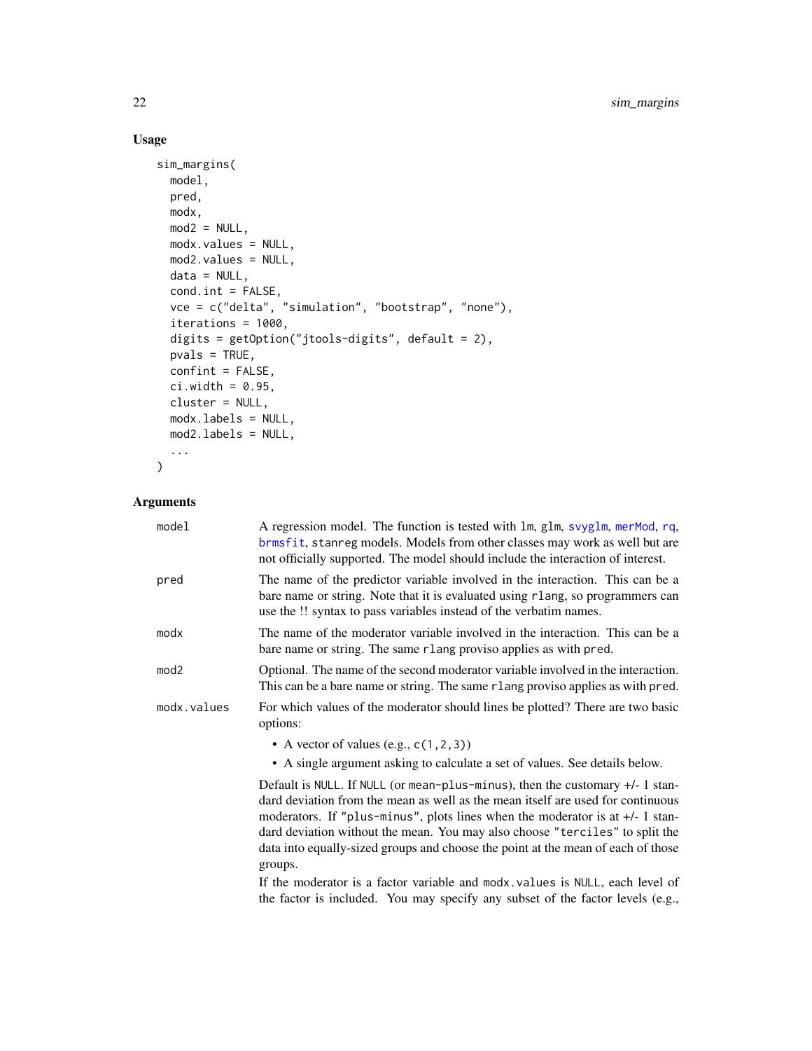## Usage

```
sim_margins(
  model,
  pred,
  modx,
  mod2 = NULL,
  modx.values = NULL,
  mod2.values = NULL,
  data = NULL,
  cond.int = FALSE,
  vce = c("delta", "simulation", "bootstrap", "none"),
  iterations = 1000,
  digits = getOption("jtools-digits", default = 2),
  pvals = TRUE,
  confint = FALSE,
  ci.width = 0.95,
  cluster = NULL,
  modx.labels = NULL,
  mod2.labels = NULL,
  ...
)
```

## Arguments

**model** A regression model. The function is tested with lm, glm, svyglm, merMod, rq, brmsfit, stanreg models. Models from other classes may work as well but are not officially supported. The model should include the interaction of interest.

**pred** The name of the predictor variable involved in the interaction. This can be a bare name or string. Note that it is evaluated using rlang, so programmers can use the !! syntax to pass variables instead of the verbatim names.

**modx** The name of the moderator variable involved in the interaction. This can be a bare name or string. The same rlang proviso applies as with pred.

**mod2** Optional. The name of the second moderator variable involved in the interaction. This can be a bare name or string. The same rlang proviso applies as with pred.

**modx.values** For which values of the moderator should lines be plotted? There are two basic options:

- A vector of values (e.g., c(1,2,3))
- A single argument asking to calculate a set of values. See details below.

Default is NULL. If NULL (or mean-plus-minus), then the customary +/- 1 standard deviation from the mean as well as the mean itself are used for continuous moderators. If "plus-minus", plots lines when the moderator is at +/- 1 standard deviation without the mean. You may also choose "terciles" to split the data into equally-sized groups and choose the point at the mean of each of those groups.

If the moderator is a factor variable and modx.values is NULL, each level of the factor is included. You may specify any subset of the factor levels (e.g.,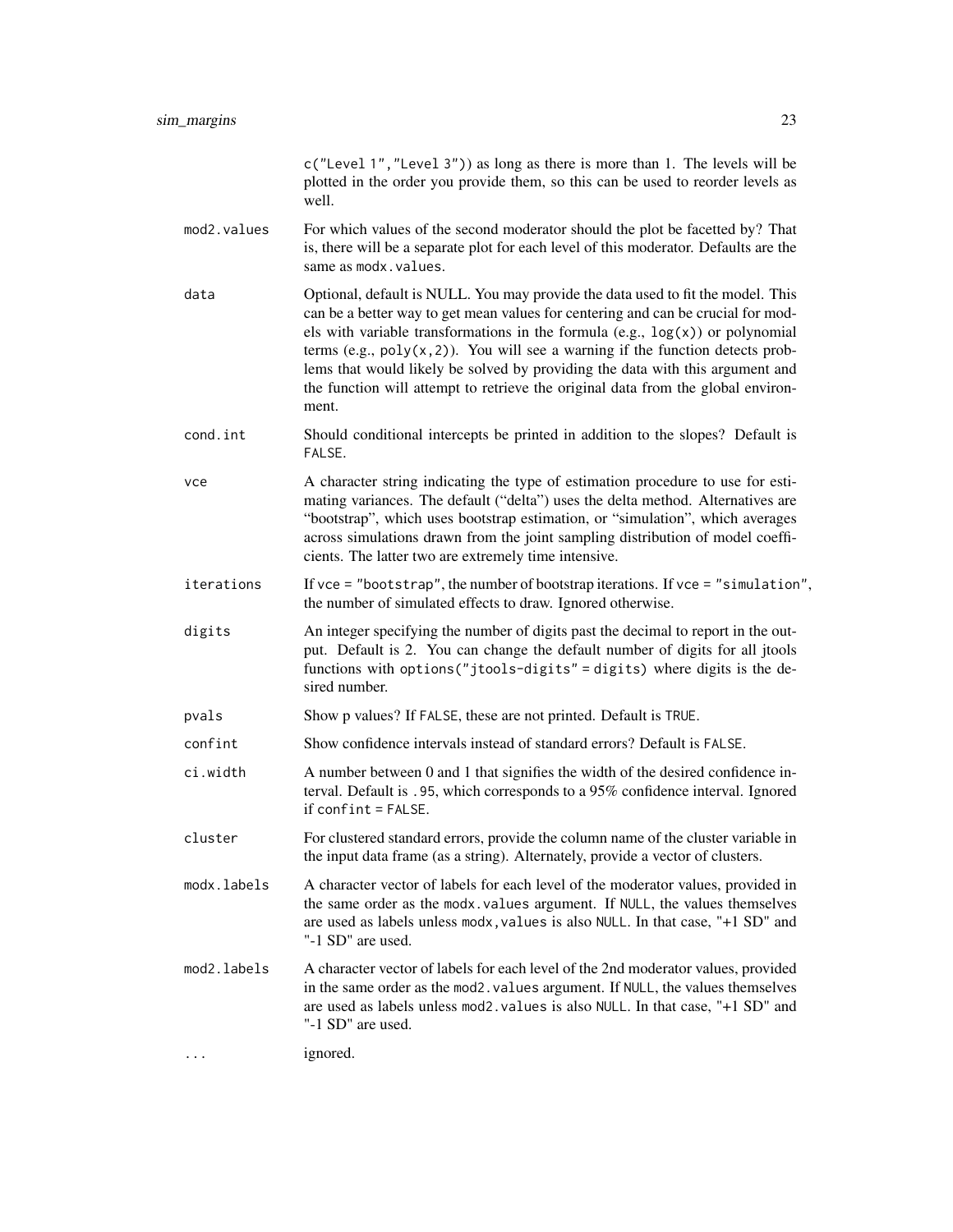c("Level 1","Level 3")) as long as there is more than 1. The levels will be plotted in the order you provide them, so this can be used to reorder levels as well.

`mod2.values`
: For which values of the second moderator should the plot be facetted by? That is, there will be a separate plot for each level of this moderator. Defaults are the same as `modx.values`.

`data`
: Optional, default is NULL. You may provide the data used to fit the model. This can be a better way to get mean values for centering and can be crucial for models with variable transformations in the formula (e.g., `log(x)`) or polynomial terms (e.g., `poly(x,2)`). You will see a warning if the function detects problems that would likely be solved by providing the data with this argument and the function will attempt to retrieve the original data from the global environment.

`cond.int`
: Should conditional intercepts be printed in addition to the slopes? Default is `FALSE`.

`vce`
: A character string indicating the type of estimation procedure to use for estimating variances. The default ("delta") uses the delta method. Alternatives are "bootstrap", which uses bootstrap estimation, or "simulation", which averages across simulations drawn from the joint sampling distribution of model coefficients. The latter two are extremely time intensive.

`iterations`
: If `vce = "bootstrap"`, the number of bootstrap iterations. If `vce = "simulation"`, the number of simulated effects to draw. Ignored otherwise.

`digits`
: An integer specifying the number of digits past the decimal to report in the output. Default is 2. You can change the default number of digits for all jtools functions with `options("jtools-digits" = digits)` where digits is the desired number.

`pvals`
: Show p values? If `FALSE`, these are not printed. Default is `TRUE`.

`confint`
: Show confidence intervals instead of standard errors? Default is `FALSE`.

`ci.width`
: A number between 0 and 1 that signifies the width of the desired confidence interval. Default is `.95`, which corresponds to a 95% confidence interval. Ignored if `confint = FALSE`.

`cluster`
: For clustered standard errors, provide the column name of the cluster variable in the input data frame (as a string). Alternately, provide a vector of clusters.

`modx.labels`
: A character vector of labels for each level of the moderator values, provided in the same order as the `modx.values` argument. If `NULL`, the values themselves are used as labels unless `modx,values` is also `NULL`. In that case, "+1 SD" and "-1 SD" are used.

`mod2.labels`
: A character vector of labels for each level of the 2nd moderator values, provided in the same order as the `mod2.values` argument. If `NULL`, the values themselves are used as labels unless `mod2.values` is also `NULL`. In that case, "+1 SD" and "-1 SD" are used.

`...`
: ignored.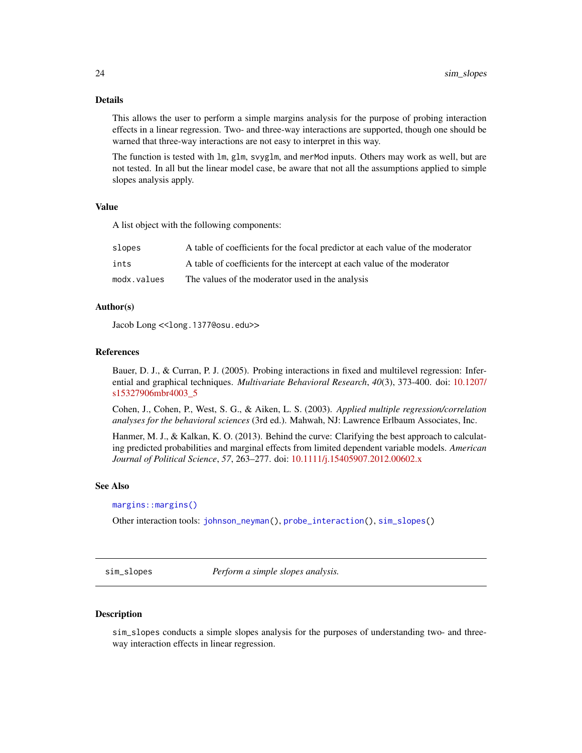### Details

This allows the user to perform a simple margins analysis for the purpose of probing interaction effects in a linear regression. Two- and three-way interactions are supported, though one should be warned that three-way interactions are not easy to interpret in this way.

The function is tested with `lm`, `glm`, `svyglm`, and `merMod` inputs. Others may work as well, but are not tested. In all but the linear model case, be aware that not all the assumptions applied to simple slopes analysis apply.

### Value

A list object with the following components:

| | |
|---|---|
| `slopes` | A table of coefficients for the focal predictor at each value of the moderator |
| `ints` | A table of coefficients for the intercept at each value of the moderator |
| `modx.values` | The values of the moderator used in the analysis |

### Author(s)

Jacob Long <<long.1377@osu.edu>>

### References

Bauer, D. J., & Curran, P. J. (2005). Probing interactions in fixed and multilevel regression: Inferential and graphical techniques. *Multivariate Behavioral Research*, *40*(3), 373-400. doi: 10.1207/s15327906mbr4003_5

Cohen, J., Cohen, P., West, S. G., & Aiken, L. S. (2003). *Applied multiple regression/correlation analyses for the behavioral sciences* (3rd ed.). Mahwah, NJ: Lawrence Erlbaum Associates, Inc.

Hanmer, M. J., & Kalkan, K. O. (2013). Behind the curve: Clarifying the best approach to calculating predicted probabilities and marginal effects from limited dependent variable models. *American Journal of Political Science*, *57*, 263–277. doi: 10.1111/j.15405907.2012.00602.x

### See Also

`margins::margins()`

Other interaction tools: `johnson_neyman()`, `probe_interaction()`, `sim_slopes()`

---

## sim_slopes — *Perform a simple slopes analysis.*

---

### Description

`sim_slopes` conducts a simple slopes analysis for the purposes of understanding two- and three-way interaction effects in linear regression.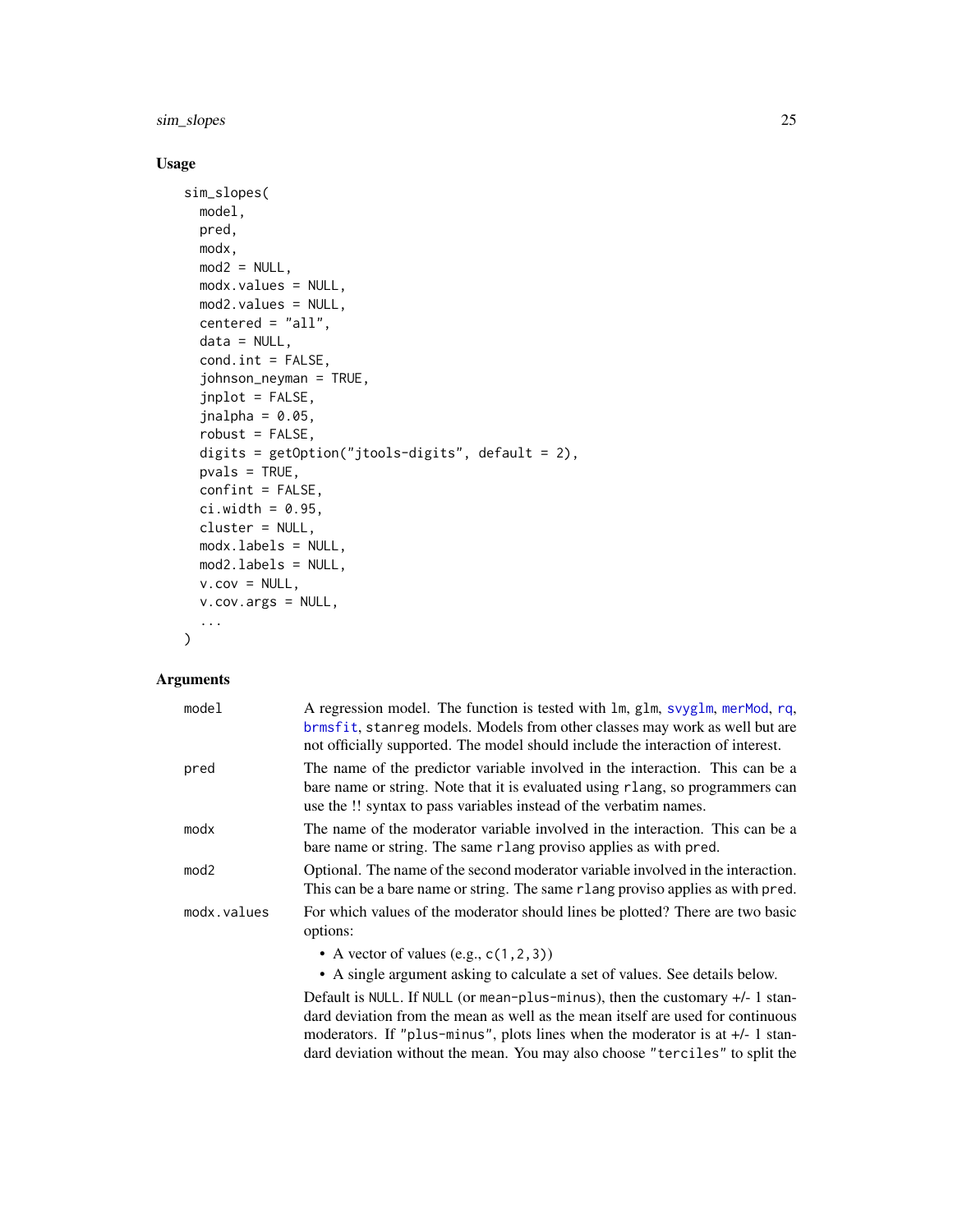## Usage

```
sim_slopes(
  model,
  pred,
  modx,
  mod2 = NULL,
  modx.values = NULL,
  mod2.values = NULL,
  centered = "all",
  data = NULL,
  cond.int = FALSE,
  johnson_neyman = TRUE,
  jnplot = FALSE,
  jnalpha = 0.05,
  robust = FALSE,
  digits = getOption("jtools-digits", default = 2),
  pvals = TRUE,
  confint = FALSE,
  ci.width = 0.95,
  cluster = NULL,
  modx.labels = NULL,
  mod2.labels = NULL,
  v.cov = NULL,
  v.cov.args = NULL,
  ...
)
```

## Arguments

| | |
|---|---|
| `model` | A regression model. The function is tested with `lm`, `glm`, `svyglm`, `merMod`, `rq`, `brmsfit`, `stanreg` models. Models from other classes may work as well but are not officially supported. The model should include the interaction of interest. |
| `pred` | The name of the predictor variable involved in the interaction. This can be a bare name or string. Note that it is evaluated using `rlang`, so programmers can use the !! syntax to pass variables instead of the verbatim names. |
| `modx` | The name of the moderator variable involved in the interaction. This can be a bare name or string. The same `rlang` proviso applies as with `pred`. |
| `mod2` | Optional. The name of the second moderator variable involved in the interaction. This can be a bare name or string. The same `rlang` proviso applies as with `pred`. |
| `modx.values` | For which values of the moderator should lines be plotted? There are two basic options:<br>• A vector of values (e.g., `c(1,2,3)`)<br>• A single argument asking to calculate a set of values. See details below.<br>Default is `NULL`. If `NULL` (or `mean-plus-minus`), then the customary +/- 1 standard deviation from the mean as well as the mean itself are used for continuous moderators. If `"plus-minus"`, plots lines when the moderator is at +/- 1 standard deviation without the mean. You may also choose `"terciles"` to split the |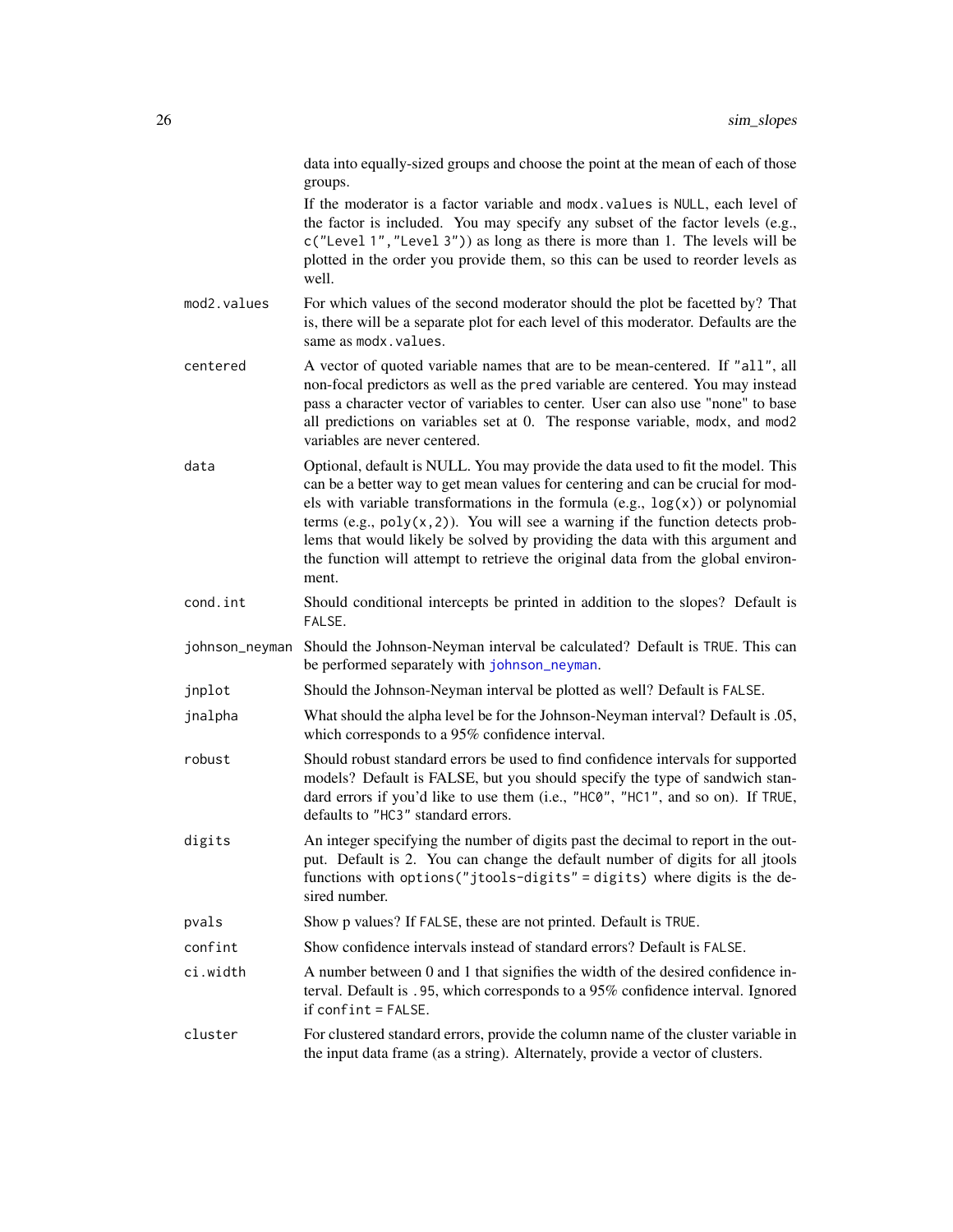data into equally-sized groups and choose the point at the mean of each of those groups.

If the moderator is a factor variable and `modx.values` is `NULL`, each level of the factor is included. You may specify any subset of the factor levels (e.g., `c("Level 1","Level 3")`) as long as there is more than 1. The levels will be plotted in the order you provide them, so this can be used to reorder levels as well.

`mod2.values` For which values of the second moderator should the plot be facetted by? That is, there will be a separate plot for each level of this moderator. Defaults are the same as `modx.values`.

`centered` A vector of quoted variable names that are to be mean-centered. If `"all"`, all non-focal predictors as well as the `pred` variable are centered. You may instead pass a character vector of variables to center. User can also use "none" to base all predictions on variables set at 0. The response variable, `modx`, and `mod2` variables are never centered.

`data` Optional, default is NULL. You may provide the data used to fit the model. This can be a better way to get mean values for centering and can be crucial for models with variable transformations in the formula (e.g., `log(x)`) or polynomial terms (e.g., `poly(x,2)`). You will see a warning if the function detects problems that would likely be solved by providing the data with this argument and the function will attempt to retrieve the original data from the global environment.

`cond.int` Should conditional intercepts be printed in addition to the slopes? Default is `FALSE`.

`johnson_neyman` Should the Johnson-Neyman interval be calculated? Default is `TRUE`. This can be performed separately with `johnson_neyman`.

`jnplot` Should the Johnson-Neyman interval be plotted as well? Default is `FALSE`.

`jnalpha` What should the alpha level be for the Johnson-Neyman interval? Default is .05, which corresponds to a 95% confidence interval.

`robust` Should robust standard errors be used to find confidence intervals for supported models? Default is FALSE, but you should specify the type of sandwich standard errors if you'd like to use them (i.e., `"HC0"`, `"HC1"`, and so on). If `TRUE`, defaults to `"HC3"` standard errors.

`digits` An integer specifying the number of digits past the decimal to report in the output. Default is 2. You can change the default number of digits for all jtools functions with `options("jtools-digits" = digits)` where digits is the desired number.

`pvals` Show p values? If `FALSE`, these are not printed. Default is `TRUE`.

`confint` Show confidence intervals instead of standard errors? Default is `FALSE`.

`ci.width` A number between 0 and 1 that signifies the width of the desired confidence interval. Default is `.95`, which corresponds to a 95% confidence interval. Ignored if `confint = FALSE`.

`cluster` For clustered standard errors, provide the column name of the cluster variable in the input data frame (as a string). Alternately, provide a vector of clusters.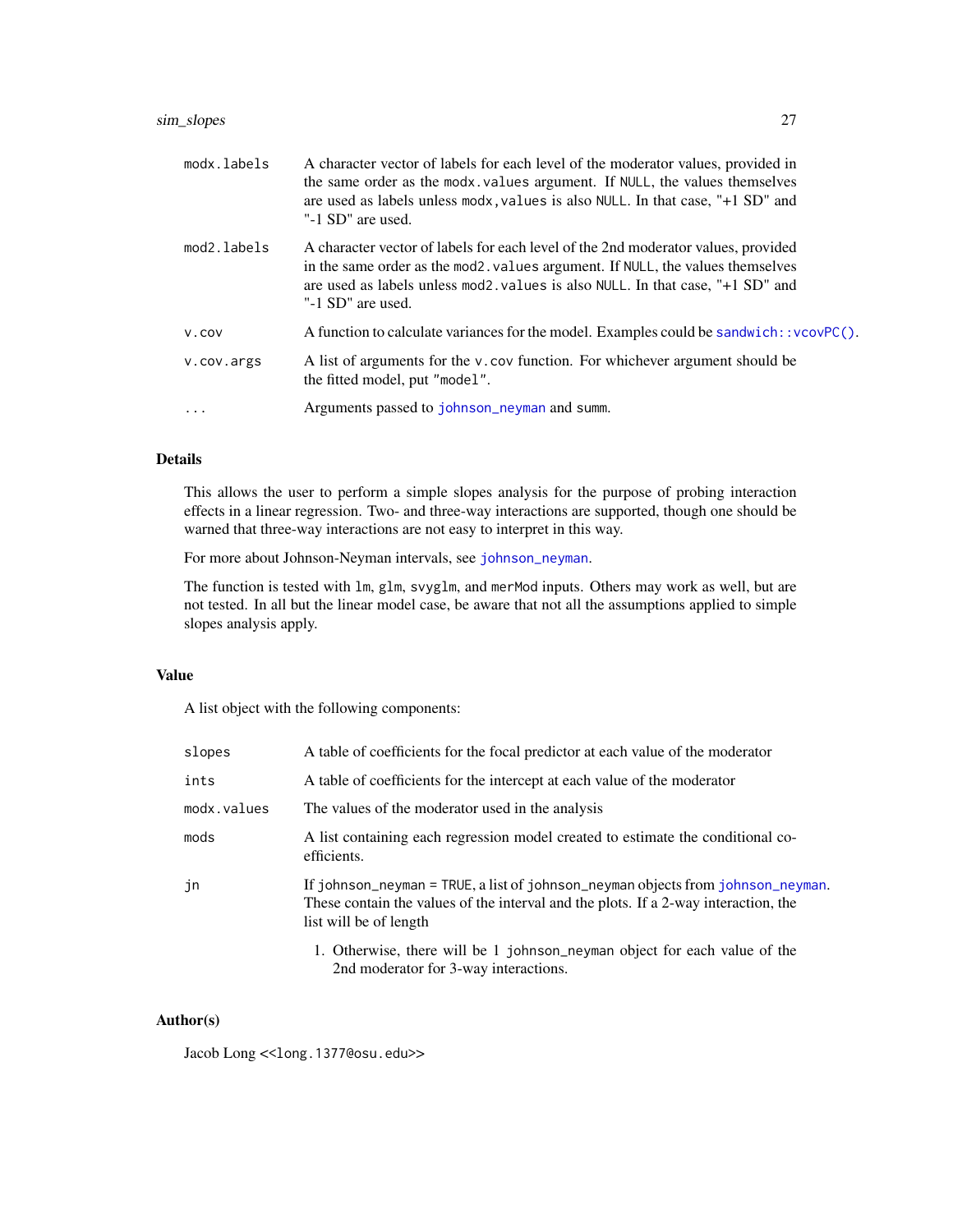| | |
|---|---|
| modx.labels | A character vector of labels for each level of the moderator values, provided in the same order as the modx.values argument. If NULL, the values themselves are used as labels unless modx,values is also NULL. In that case, "+1 SD" and "-1 SD" are used. |
| mod2.labels | A character vector of labels for each level of the 2nd moderator values, provided in the same order as the mod2.values argument. If NULL, the values themselves are used as labels unless mod2.values is also NULL. In that case, "+1 SD" and "-1 SD" are used. |
| v.cov | A function to calculate variances for the model. Examples could be sandwich::vcovPC(). |
| v.cov.args | A list of arguments for the v.cov function. For whichever argument should be the fitted model, put "model". |
| ... | Arguments passed to johnson_neyman and summ. |

## Details

This allows the user to perform a simple slopes analysis for the purpose of probing interaction effects in a linear regression. Two- and three-way interactions are supported, though one should be warned that three-way interactions are not easy to interpret in this way.

For more about Johnson-Neyman intervals, see johnson_neyman.

The function is tested with lm, glm, svyglm, and merMod inputs. Others may work as well, but are not tested. In all but the linear model case, be aware that not all the assumptions applied to simple slopes analysis apply.

## Value

A list object with the following components:

| | |
|---|---|
| slopes | A table of coefficients for the focal predictor at each value of the moderator |
| ints | A table of coefficients for the intercept at each value of the moderator |
| modx.values | The values of the moderator used in the analysis |
| mods | A list containing each regression model created to estimate the conditional coefficients. |
| jn | If johnson_neyman = TRUE, a list of johnson_neyman objects from johnson_neyman. These contain the values of the interval and the plots. If a 2-way interaction, the list will be of length |

1. Otherwise, there will be 1 johnson_neyman object for each value of the 2nd moderator for 3-way interactions.

## Author(s)

Jacob Long <<long.1377@osu.edu>>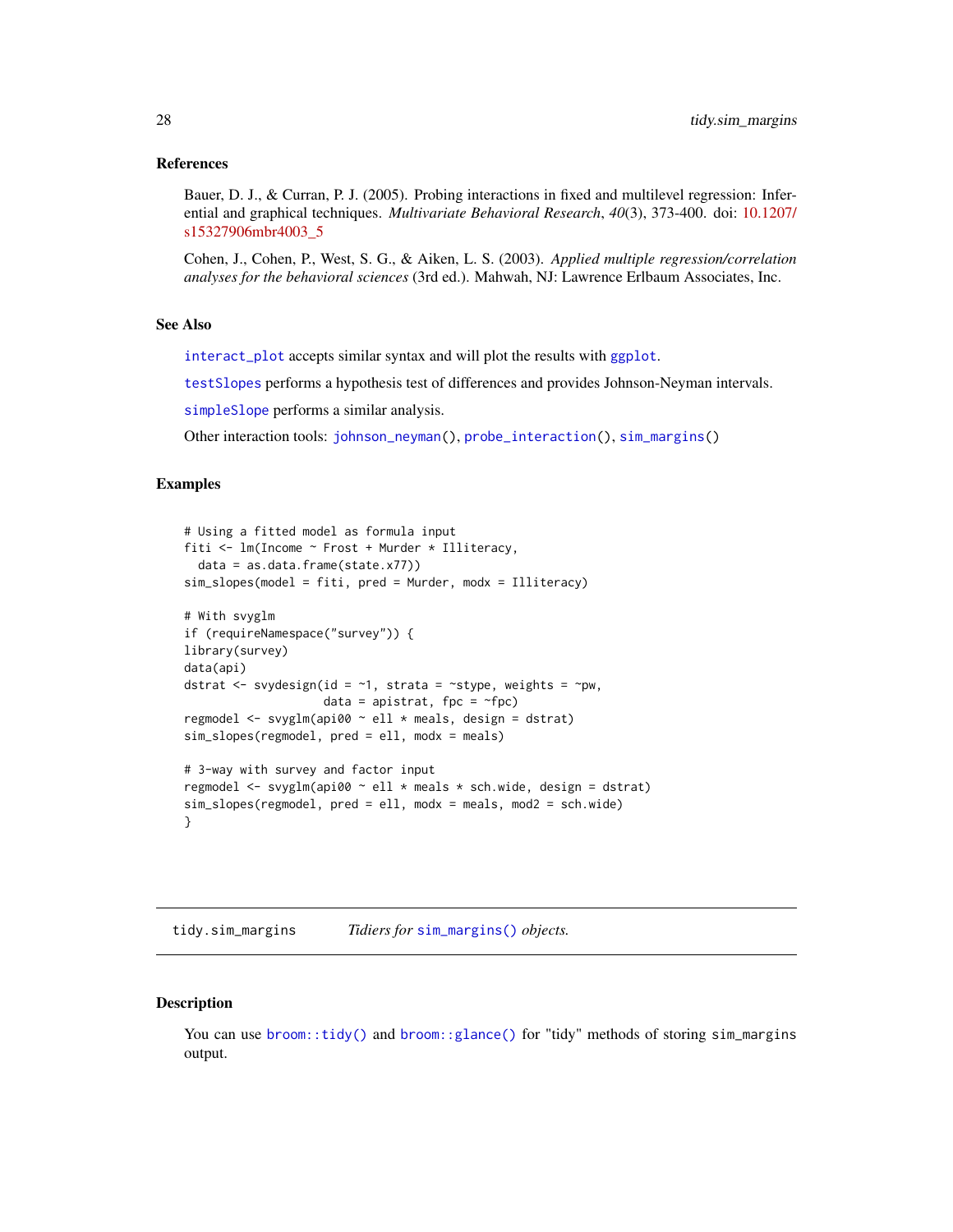### References

Bauer, D. J., & Curran, P. J. (2005). Probing interactions in fixed and multilevel regression: Inferential and graphical techniques. *Multivariate Behavioral Research*, *40*(3), 373-400. doi: 10.1207/s15327906mbr4003_5

Cohen, J., Cohen, P., West, S. G., & Aiken, L. S. (2003). *Applied multiple regression/correlation analyses for the behavioral sciences* (3rd ed.). Mahwah, NJ: Lawrence Erlbaum Associates, Inc.

### See Also

`interact_plot` accepts similar syntax and will plot the results with `ggplot`.

`testSlopes` performs a hypothesis test of differences and provides Johnson-Neyman intervals.

`simpleSlope` performs a similar analysis.

Other interaction tools: `johnson_neyman()`, `probe_interaction()`, `sim_margins()`

### Examples

```
# Using a fitted model as formula input
fiti <- lm(Income ~ Frost + Murder * Illiteracy,
  data = as.data.frame(state.x77))
sim_slopes(model = fiti, pred = Murder, modx = Illiteracy)

# With svyglm
if (requireNamespace("survey")) {
library(survey)
data(api)
dstrat <- svydesign(id = ~1, strata = ~stype, weights = ~pw,
                    data = apistrat, fpc = ~fpc)
regmodel <- svyglm(api00 ~ ell * meals, design = dstrat)
sim_slopes(regmodel, pred = ell, modx = meals)

# 3-way with survey and factor input
regmodel <- svyglm(api00 ~ ell * meals * sch.wide, design = dstrat)
sim_slopes(regmodel, pred = ell, modx = meals, mod2 = sch.wide)
}
```

## tidy.sim_margins — *Tidiers for `sim_margins()` objects.*

### Description

You can use `broom::tidy()` and `broom::glance()` for "tidy" methods of storing `sim_margins` output.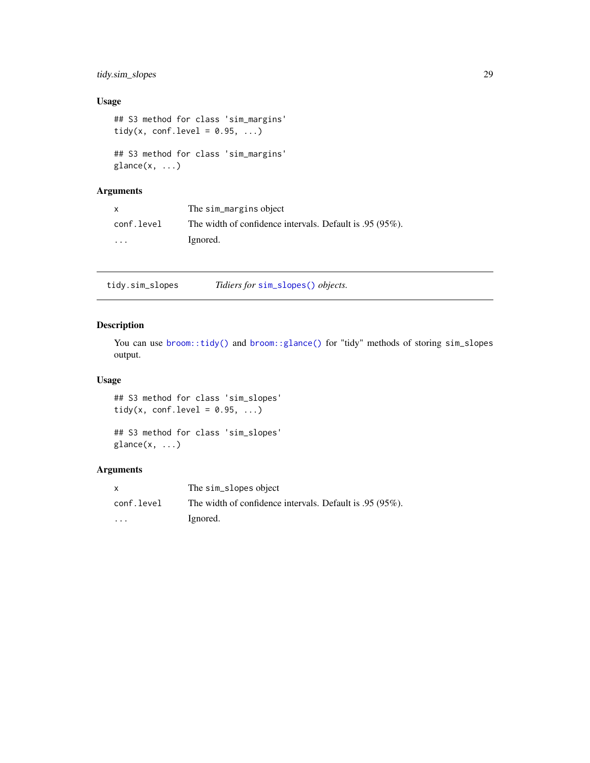## Usage

```
## S3 method for class 'sim_margins'
tidy(x, conf.level = 0.95, ...)

## S3 method for class 'sim_margins'
glance(x, ...)
```

## Arguments

| | |
|---|---|
| x | The sim_margins object |
| conf.level | The width of confidence intervals. Default is .95 (95%). |
| ... | Ignored. |

---

# tidy.sim_slopes — *Tidiers for sim_slopes() objects.*

## Description

You can use broom::tidy() and broom::glance() for "tidy" methods of storing sim_slopes output.

## Usage

```
## S3 method for class 'sim_slopes'
tidy(x, conf.level = 0.95, ...)

## S3 method for class 'sim_slopes'
glance(x, ...)
```

## Arguments

| | |
|---|---|
| x | The sim_slopes object |
| conf.level | The width of confidence intervals. Default is .95 (95%). |
| ... | Ignored. |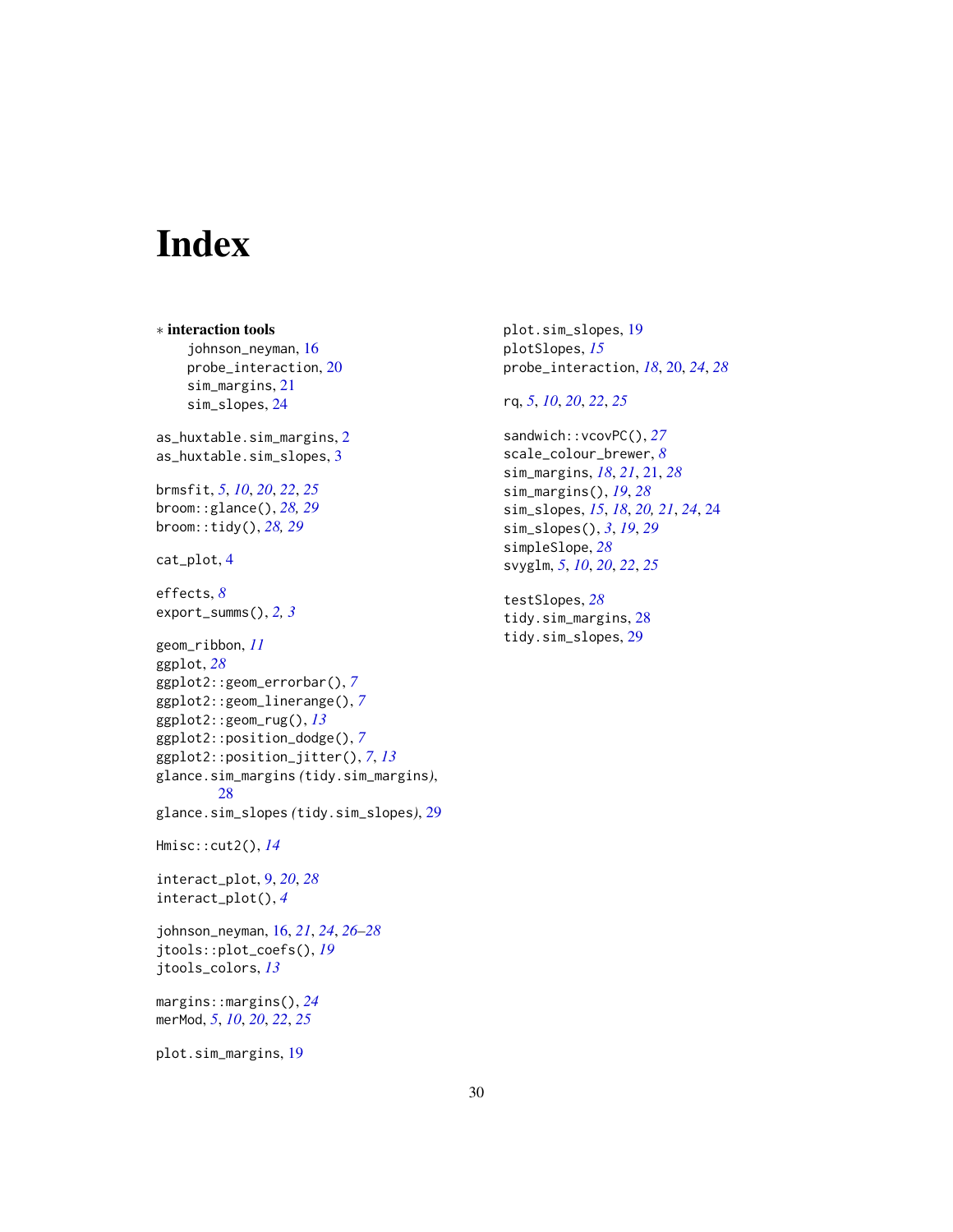# Index

∗ **interaction tools**
- johnson_neyman, 16
- probe_interaction, 20
- sim_margins, 21
- sim_slopes, 24

as_huxtable.sim_margins, 2
as_huxtable.sim_slopes, 3

brmsfit, *5*, *10*, *20*, *22*, *25*
broom::glance(), *28, 29*
broom::tidy(), *28, 29*

cat_plot, 4

effects, *8*
export_summs(), *2, 3*

geom_ribbon, *11*
ggplot, *28*
ggplot2::geom_errorbar(), *7*
ggplot2::geom_linerange(), *7*
ggplot2::geom_rug(), *13*
ggplot2::position_dodge(), *7*
ggplot2::position_jitter(), *7*, *13*
glance.sim_margins *(*tidy.sim_margins*)*, 28
glance.sim_slopes *(*tidy.sim_slopes*)*, 29

Hmisc::cut2(), *14*

interact_plot, 9, *20*, *28*
interact_plot(), *4*

johnson_neyman, 16, *21*, *24*, *26–28*
jtools::plot_coefs(), *19*
jtools_colors, *13*

margins::margins(), *24*
merMod, *5*, *10*, *20*, *22*, *25*

plot.sim_margins, 19
plot.sim_slopes, 19
plotSlopes, *15*
probe_interaction, *18*, 20, *24*, *28*

rq, *5*, *10*, *20*, *22*, *25*

sandwich::vcovPC(), *27*
scale_colour_brewer, *8*
sim_margins, *18*, *21*, 21, *28*
sim_margins(), *19*, *28*
sim_slopes, *15*, *18*, *20, 21*, *24*, 24
sim_slopes(), *3*, *19*, *29*
simpleSlope, *28*
svyglm, *5*, *10*, *20*, *22*, *25*

testSlopes, *28*
tidy.sim_margins, 28
tidy.sim_slopes, 29